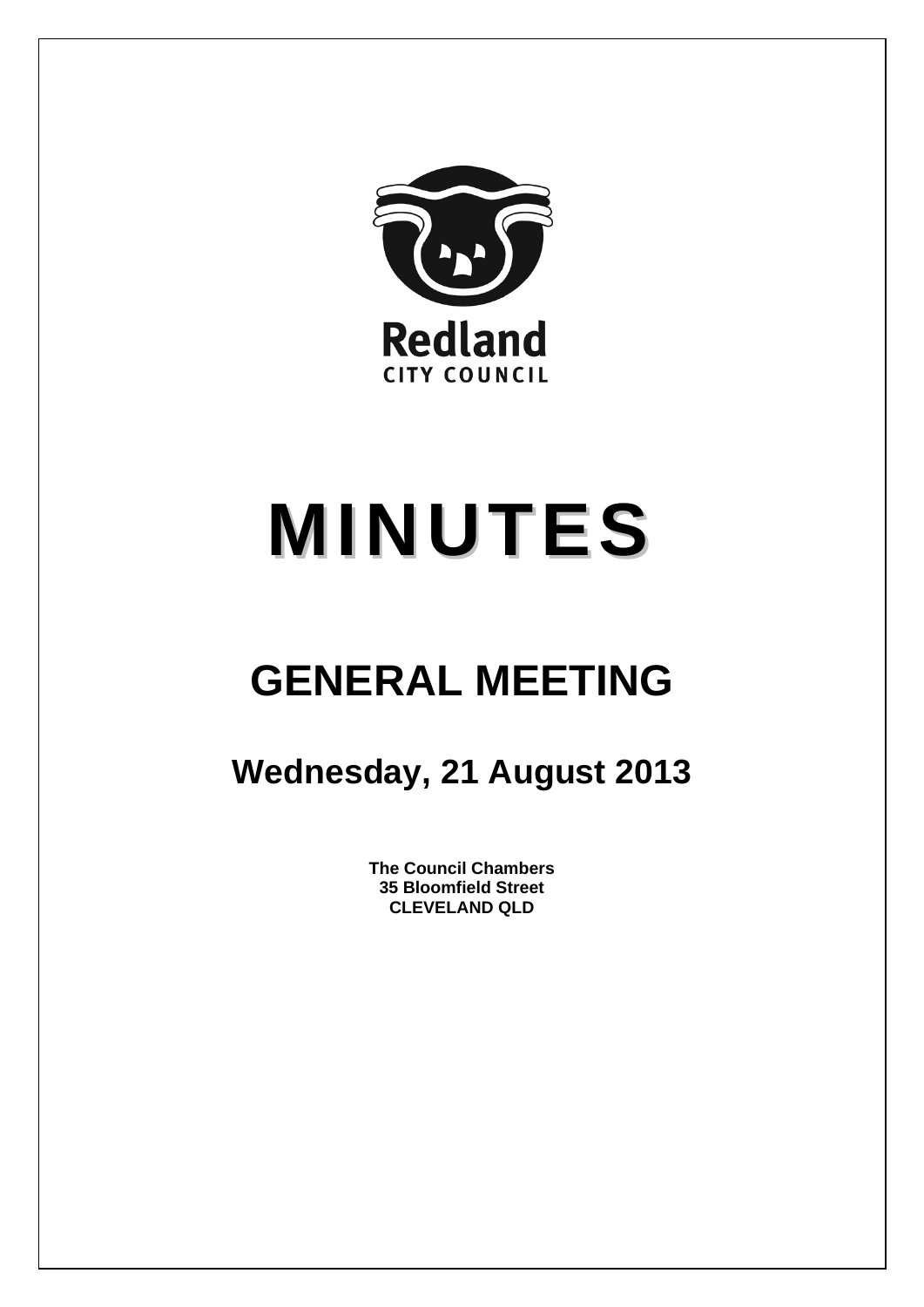Redland

CITY COUNCIL

# MINUTES

## GENERAL MEETING

### Wednesday, 21 August 2013

**The Council Chambers**
**35 Bloomfield Street**
**CLEVELAND QLD**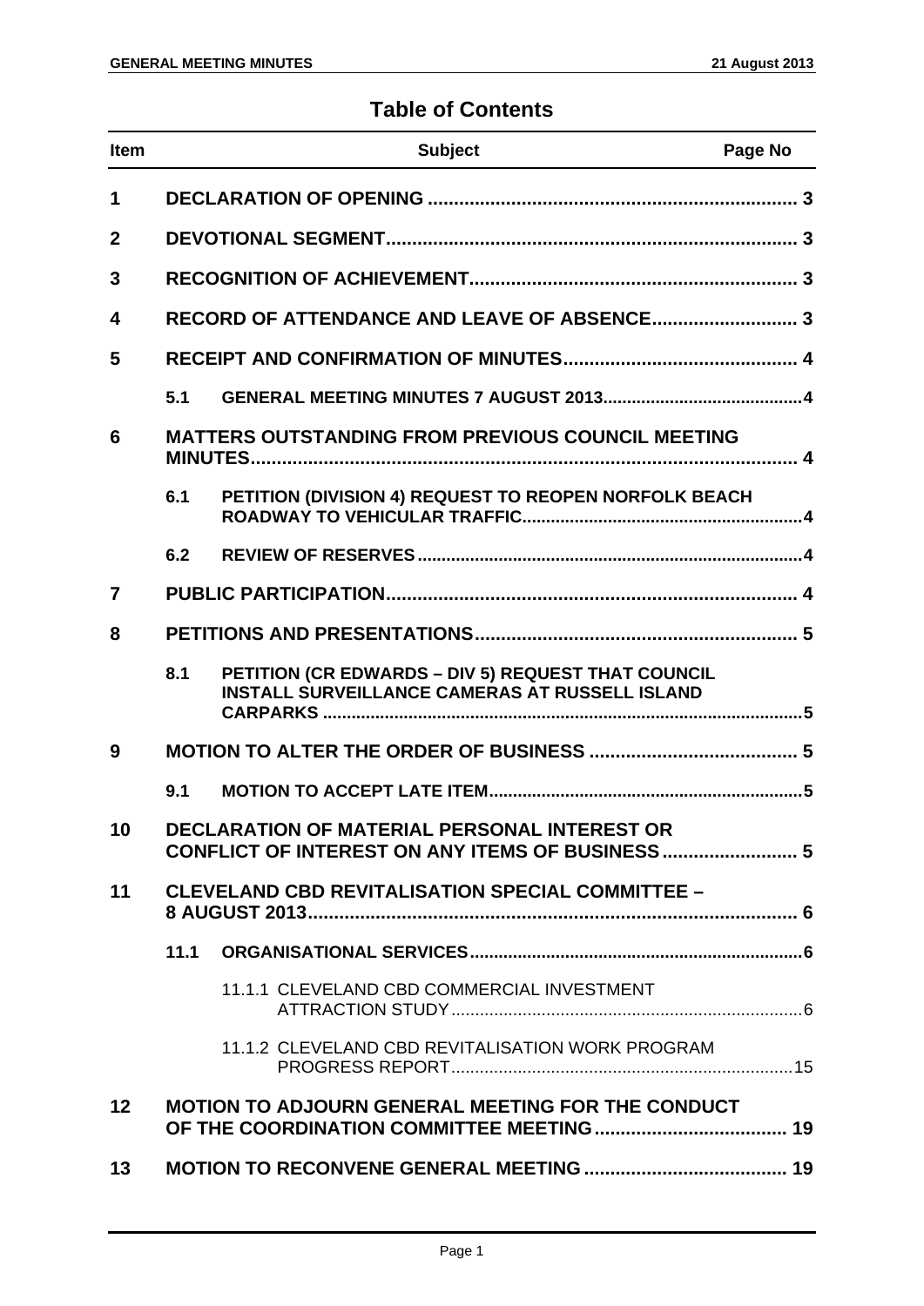# Table of Contents

| Item | | Subject | Page No |
|---|---|---|---|
| 1 | | DECLARATION OF OPENING | 3 |
| 2 | | DEVOTIONAL SEGMENT | 3 |
| 3 | | RECOGNITION OF ACHIEVEMENT | 3 |
| 4 | | RECORD OF ATTENDANCE AND LEAVE OF ABSENCE | 3 |
| 5 | | RECEIPT AND CONFIRMATION OF MINUTES | 4 |
| | 5.1 | GENERAL MEETING MINUTES 7 AUGUST 2013 | 4 |
| 6 | | MATTERS OUTSTANDING FROM PREVIOUS COUNCIL MEETING MINUTES | 4 |
| | 6.1 | PETITION (DIVISION 4) REQUEST TO REOPEN NORFOLK BEACH ROADWAY TO VEHICULAR TRAFFIC | 4 |
| | 6.2 | REVIEW OF RESERVES | 4 |
| 7 | | PUBLIC PARTICIPATION | 4 |
| 8 | | PETITIONS AND PRESENTATIONS | 5 |
| | 8.1 | PETITION (CR EDWARDS – DIV 5) REQUEST THAT COUNCIL INSTALL SURVEILLANCE CAMERAS AT RUSSELL ISLAND CARPARKS | 5 |
| 9 | | MOTION TO ALTER THE ORDER OF BUSINESS | 5 |
| | 9.1 | MOTION TO ACCEPT LATE ITEM | 5 |
| 10 | | DECLARATION OF MATERIAL PERSONAL INTEREST OR CONFLICT OF INTEREST ON ANY ITEMS OF BUSINESS | 5 |
| 11 | | CLEVELAND CBD REVITALISATION SPECIAL COMMITTEE – 8 AUGUST 2013 | 6 |
| | 11.1 | ORGANISATIONAL SERVICES | 6 |
| | | 11.1.1 CLEVELAND CBD COMMERCIAL INVESTMENT ATTRACTION STUDY | 6 |
| | | 11.1.2 CLEVELAND CBD REVITALISATION WORK PROGRAM PROGRESS REPORT | 15 |
| 12 | | MOTION TO ADJOURN GENERAL MEETING FOR THE CONDUCT OF THE COORDINATION COMMITTEE MEETING | 19 |
| 13 | | MOTION TO RECONVENE GENERAL MEETING | 19 |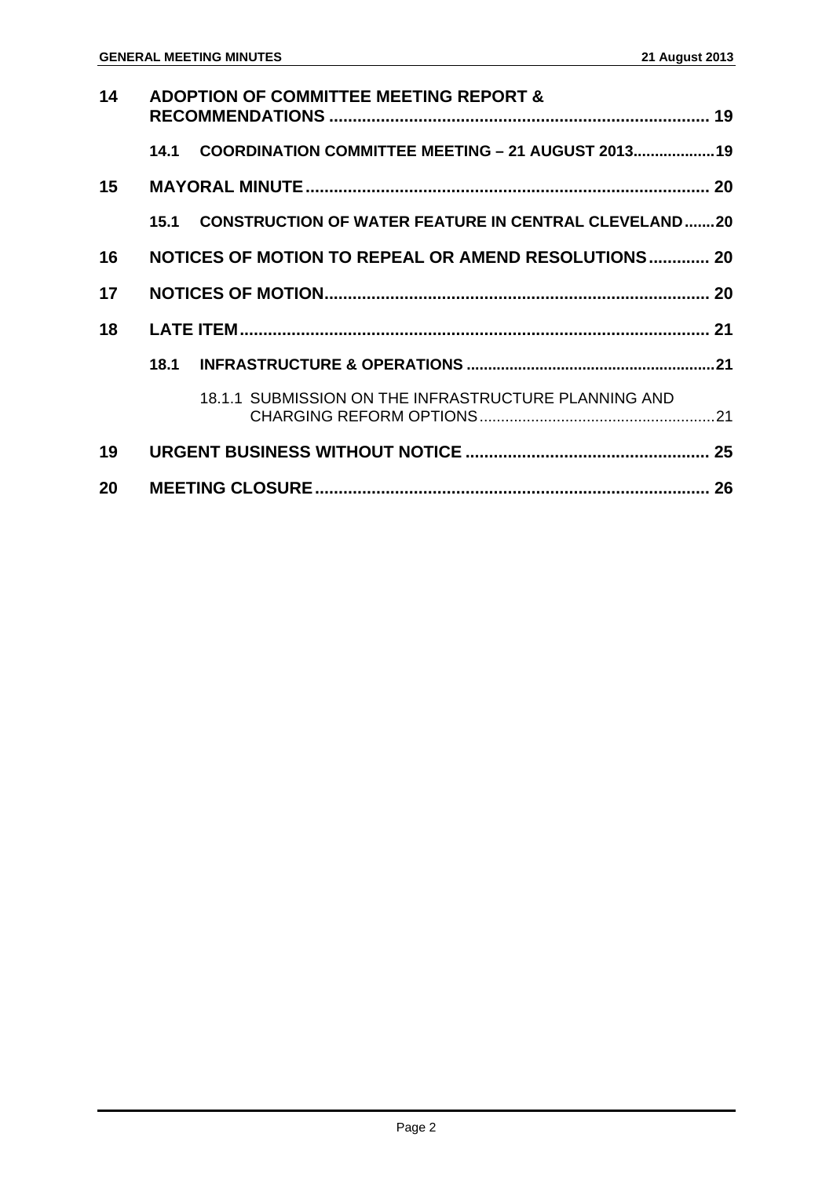| | | | |
|---|---|---|---|
| **14** | **ADOPTION OF COMMITTEE MEETING REPORT & RECOMMENDATIONS** | | **19** |
| | **14.1** | **COORDINATION COMMITTEE MEETING – 21 AUGUST 2013** | **19** |
| **15** | **MAYORAL MINUTE** | | **20** |
| | **15.1** | **CONSTRUCTION OF WATER FEATURE IN CENTRAL CLEVELAND** | **20** |
| **16** | **NOTICES OF MOTION TO REPEAL OR AMEND RESOLUTIONS** | | **20** |
| **17** | **NOTICES OF MOTION** | | **20** |
| **18** | **LATE ITEM** | | **21** |
| | **18.1** | **INFRASTRUCTURE & OPERATIONS** | **21** |
| | | 18.1.1 SUBMISSION ON THE INFRASTRUCTURE PLANNING AND CHARGING REFORM OPTIONS | 21 |
| **19** | **URGENT BUSINESS WITHOUT NOTICE** | | **25** |
| **20** | **MEETING CLOSURE** | | **26** |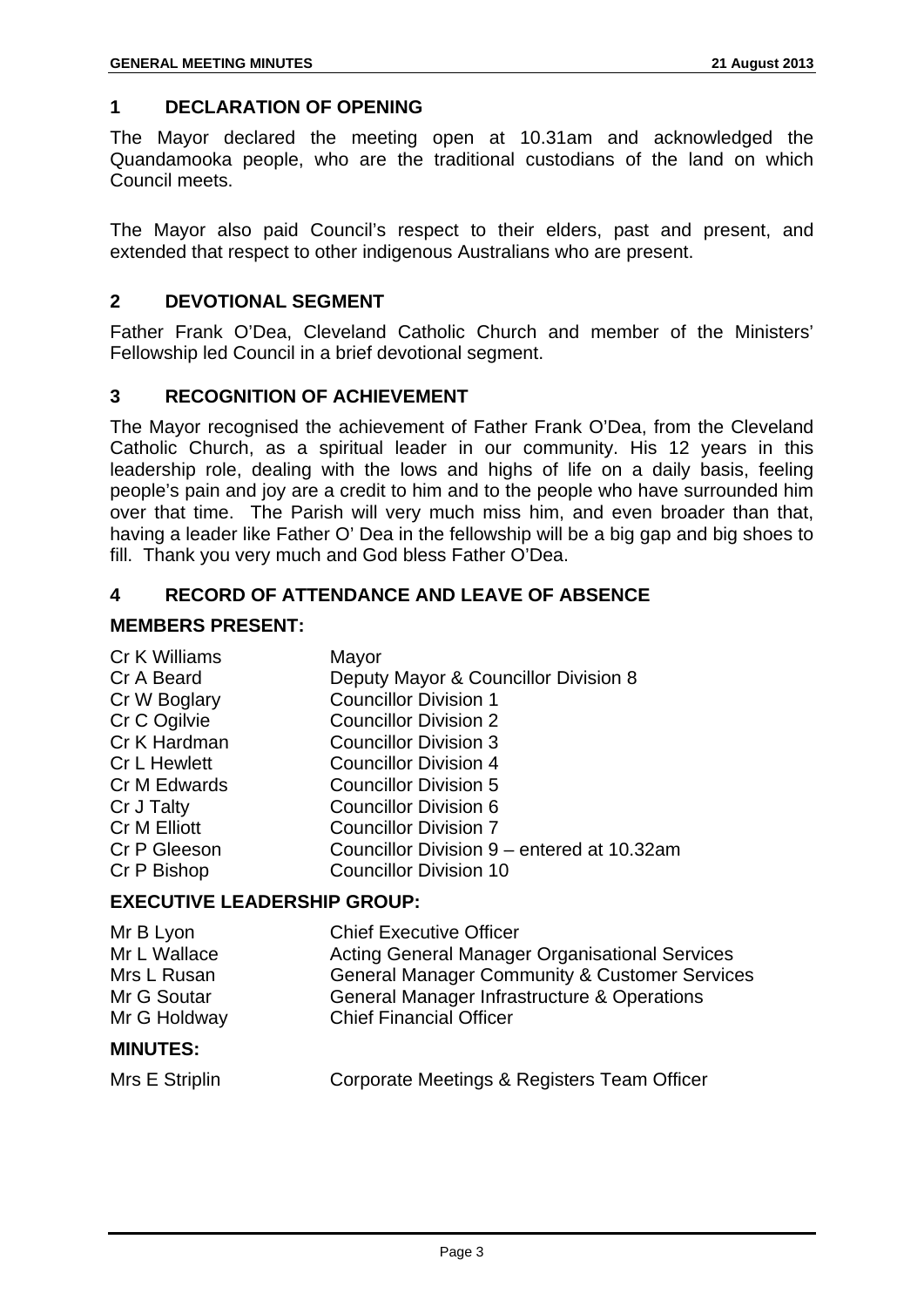## 1 DECLARATION OF OPENING

The Mayor declared the meeting open at 10.31am and acknowledged the Quandamooka people, who are the traditional custodians of the land on which Council meets.

The Mayor also paid Council's respect to their elders, past and present, and extended that respect to other indigenous Australians who are present.

## 2 DEVOTIONAL SEGMENT

Father Frank O'Dea, Cleveland Catholic Church and member of the Ministers' Fellowship led Council in a brief devotional segment.

## 3 RECOGNITION OF ACHIEVEMENT

The Mayor recognised the achievement of Father Frank O'Dea, from the Cleveland Catholic Church, as a spiritual leader in our community. His 12 years in this leadership role, dealing with the lows and highs of life on a daily basis, feeling people's pain and joy are a credit to him and to the people who have surrounded him over that time. The Parish will very much miss him, and even broader than that, having a leader like Father O' Dea in the fellowship will be a big gap and big shoes to fill. Thank you very much and God bless Father O'Dea.

## 4 RECORD OF ATTENDANCE AND LEAVE OF ABSENCE

### MEMBERS PRESENT:

| | |
|---|---|
| Cr K Williams | Mayor |
| Cr A Beard | Deputy Mayor & Councillor Division 8 |
| Cr W Boglary | Councillor Division 1 |
| Cr C Ogilvie | Councillor Division 2 |
| Cr K Hardman | Councillor Division 3 |
| Cr L Hewlett | Councillor Division 4 |
| Cr M Edwards | Councillor Division 5 |
| Cr J Talty | Councillor Division 6 |
| Cr M Elliott | Councillor Division 7 |
| Cr P Gleeson | Councillor Division 9 – entered at 10.32am |
| Cr P Bishop | Councillor Division 10 |

### EXECUTIVE LEADERSHIP GROUP:

| | |
|---|---|
| Mr B Lyon | Chief Executive Officer |
| Mr L Wallace | Acting General Manager Organisational Services |
| Mrs L Rusan | General Manager Community & Customer Services |
| Mr G Soutar | General Manager Infrastructure & Operations |
| Mr G Holdway | Chief Financial Officer |

### MINUTES:

| | |
|---|---|
| Mrs E Striplin | Corporate Meetings & Registers Team Officer |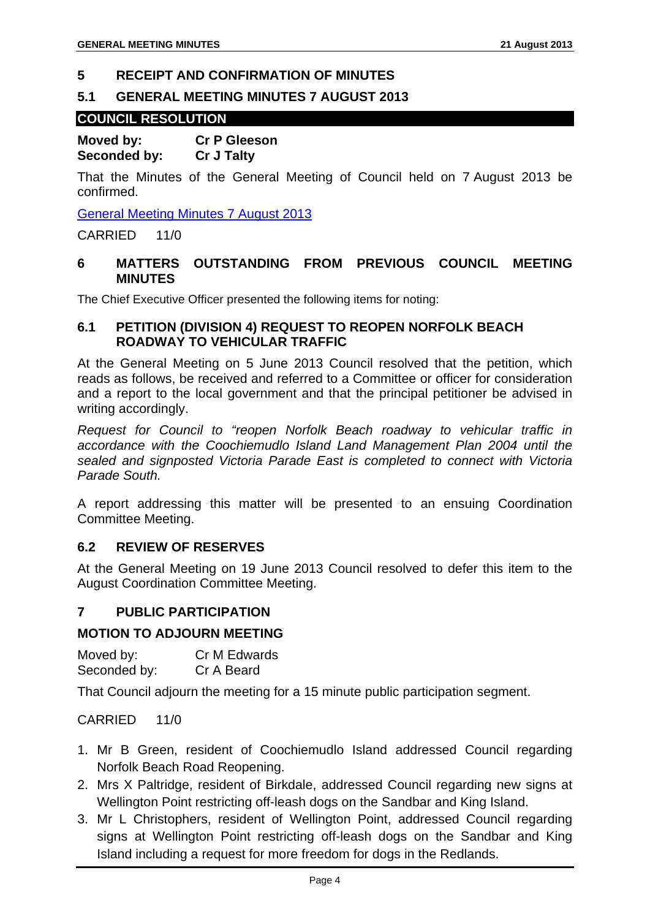## 5 RECEIPT AND CONFIRMATION OF MINUTES

### 5.1 GENERAL MEETING MINUTES 7 AUGUST 2013

**COUNCIL RESOLUTION**

**Moved by:** **Cr P Gleeson**
**Seconded by:** **Cr J Talty**

That the Minutes of the General Meeting of Council held on 7 August 2013 be confirmed.

General Meeting Minutes 7 August 2013

CARRIED 11/0

## 6 MATTERS OUTSTANDING FROM PREVIOUS COUNCIL MEETING MINUTES

The Chief Executive Officer presented the following items for noting:

### 6.1 PETITION (DIVISION 4) REQUEST TO REOPEN NORFOLK BEACH ROADWAY TO VEHICULAR TRAFFIC

At the General Meeting on 5 June 2013 Council resolved that the petition, which reads as follows, be received and referred to a Committee or officer for consideration and a report to the local government and that the principal petitioner be advised in writing accordingly.

*Request for Council to "reopen Norfolk Beach roadway to vehicular traffic in accordance with the Coochiemudlo Island Land Management Plan 2004 until the sealed and signposted Victoria Parade East is completed to connect with Victoria Parade South.*

A report addressing this matter will be presented to an ensuing Coordination Committee Meeting.

### 6.2 REVIEW OF RESERVES

At the General Meeting on 19 June 2013 Council resolved to defer this item to the August Coordination Committee Meeting.

## 7 PUBLIC PARTICIPATION

**MOTION TO ADJOURN MEETING**

Moved by: Cr M Edwards
Seconded by: Cr A Beard

That Council adjourn the meeting for a 15 minute public participation segment.

CARRIED 11/0

1. Mr B Green, resident of Coochiemudlo Island addressed Council regarding Norfolk Beach Road Reopening.
2. Mrs X Paltridge, resident of Birkdale, addressed Council regarding new signs at Wellington Point restricting off-leash dogs on the Sandbar and King Island.
3. Mr L Christophers, resident of Wellington Point, addressed Council regarding signs at Wellington Point restricting off-leash dogs on the Sandbar and King Island including a request for more freedom for dogs in the Redlands.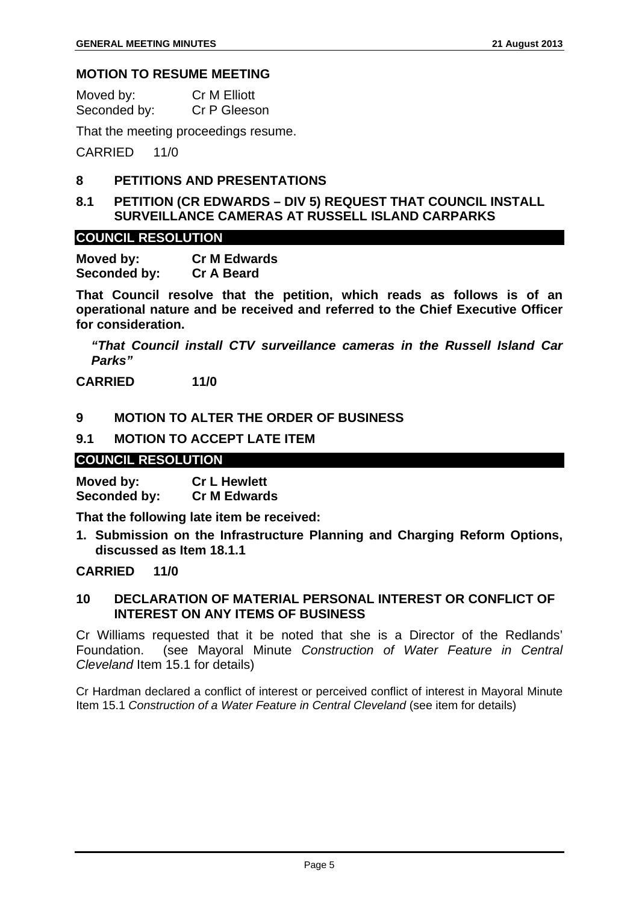## MOTION TO RESUME MEETING

Moved by: Cr M Elliott
Seconded by: Cr P Gleeson

That the meeting proceedings resume.

CARRIED 11/0

## 8 PETITIONS AND PRESENTATIONS

### 8.1 PETITION (CR EDWARDS – DIV 5) REQUEST THAT COUNCIL INSTALL SURVEILLANCE CAMERAS AT RUSSELL ISLAND CARPARKS

**COUNCIL RESOLUTION**

**Moved by: Cr M Edwards**
**Seconded by: Cr A Beard**

**That Council resolve that the petition, which reads as follows is of an operational nature and be received and referred to the Chief Executive Officer for consideration.**

> ***"That Council install CTV surveillance cameras in the Russell Island Car Parks"***

**CARRIED 11/0**

## 9 MOTION TO ALTER THE ORDER OF BUSINESS

### 9.1 MOTION TO ACCEPT LATE ITEM

**COUNCIL RESOLUTION**

**Moved by: Cr L Hewlett**
**Seconded by: Cr M Edwards**

**That the following late item be received:**

1. **Submission on the Infrastructure Planning and Charging Reform Options, discussed as Item 18.1.1**

**CARRIED 11/0**

## 10 DECLARATION OF MATERIAL PERSONAL INTEREST OR CONFLICT OF INTEREST ON ANY ITEMS OF BUSINESS

Cr Williams requested that it be noted that she is a Director of the Redlands' Foundation. (see Mayoral Minute *Construction of Water Feature in Central Cleveland* Item 15.1 for details)

Cr Hardman declared a conflict of interest or perceived conflict of interest in Mayoral Minute Item 15.1 *Construction of a Water Feature in Central Cleveland* (see item for details)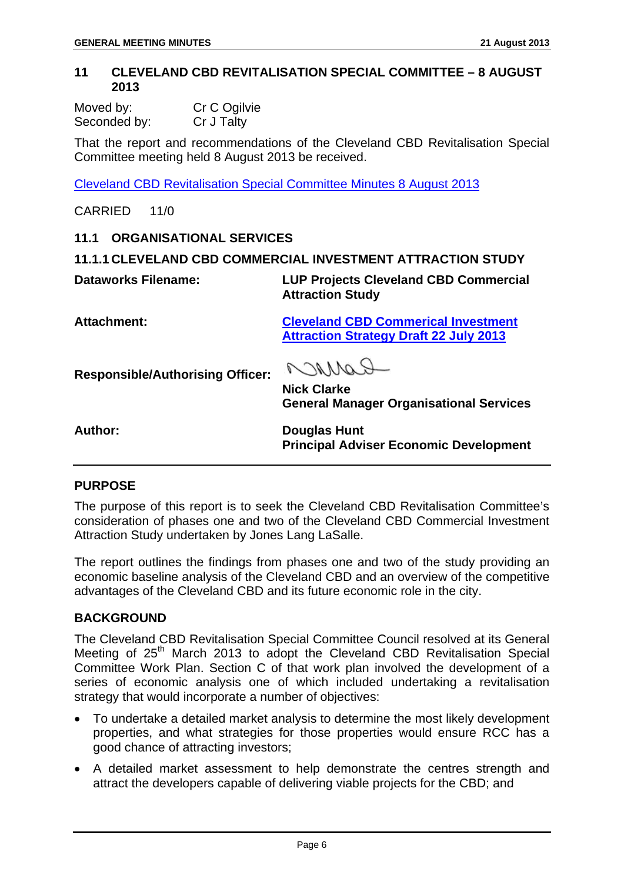## 11 CLEVELAND CBD REVITALISATION SPECIAL COMMITTEE – 8 AUGUST 2013

Moved by: Cr C Ogilvie
Seconded by: Cr J Talty

That the report and recommendations of the Cleveland CBD Revitalisation Special Committee meeting held 8 August 2013 be received.

Cleveland CBD Revitalisation Special Committee Minutes 8 August 2013

CARRIED 11/0

### 11.1 ORGANISATIONAL SERVICES

#### 11.1.1 CLEVELAND CBD COMMERCIAL INVESTMENT ATTRACTION STUDY

| | |
|---|---|
| **Dataworks Filename:** | **LUP Projects Cleveland CBD Commercial Attraction Study** |
| **Attachment:** | **Cleveland CBD Commerical Investment Attraction Strategy Draft 22 July 2013** |
| **Responsible/Authorising Officer:** | **Nick Clarke**<br>**General Manager Organisational Services** |
| **Author:** | **Douglas Hunt**<br>**Principal Adviser Economic Development** |

**PURPOSE**

The purpose of this report is to seek the Cleveland CBD Revitalisation Committee's consideration of phases one and two of the Cleveland CBD Commercial Investment Attraction Study undertaken by Jones Lang LaSalle.

The report outlines the findings from phases one and two of the study providing an economic baseline analysis of the Cleveland CBD and an overview of the competitive advantages of the Cleveland CBD and its future economic role in the city.

**BACKGROUND**

The Cleveland CBD Revitalisation Special Committee Council resolved at its General Meeting of 25th March 2013 to adopt the Cleveland CBD Revitalisation Special Committee Work Plan. Section C of that work plan involved the development of a series of economic analysis one of which included undertaking a revitalisation strategy that would incorporate a number of objectives:

- To undertake a detailed market analysis to determine the most likely development properties, and what strategies for those properties would ensure RCC has a good chance of attracting investors;
- A detailed market assessment to help demonstrate the centres strength and attract the developers capable of delivering viable projects for the CBD; and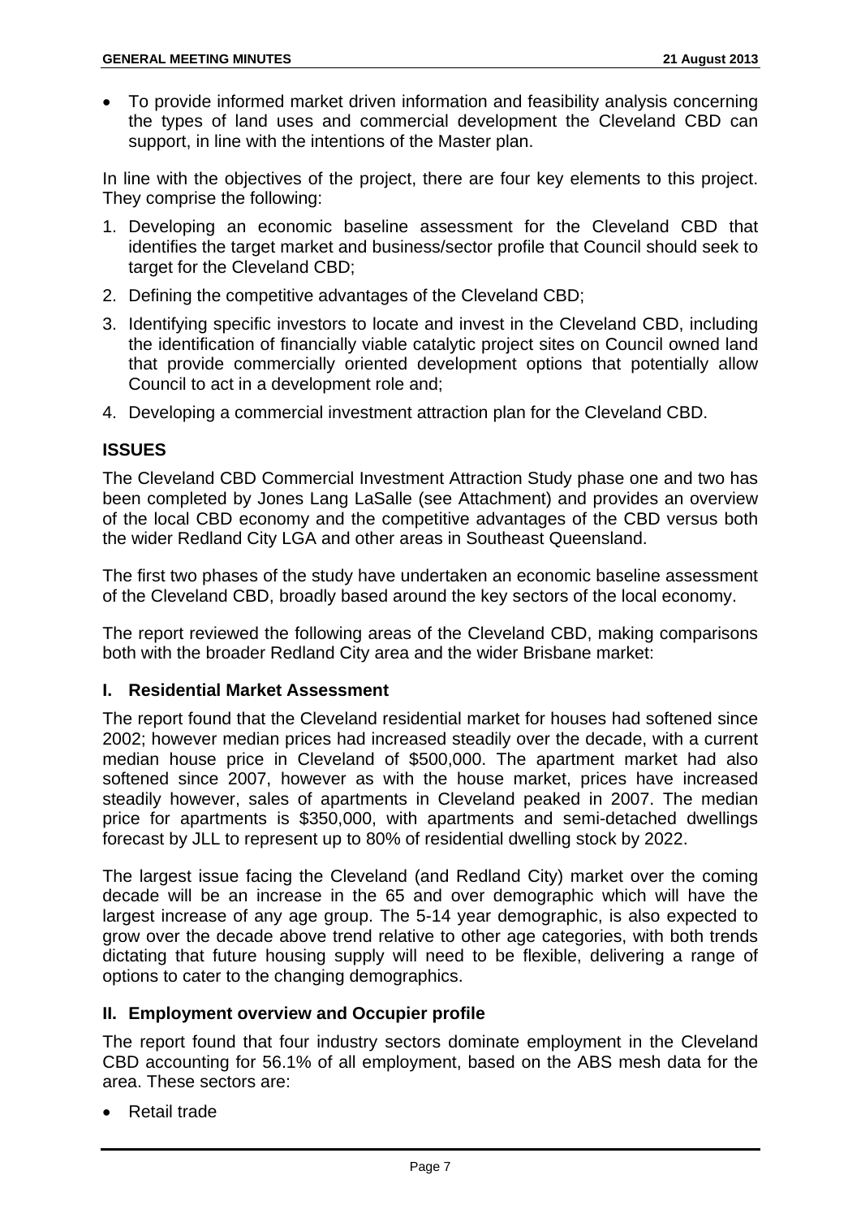- To provide informed market driven information and feasibility analysis concerning the types of land uses and commercial development the Cleveland CBD can support, in line with the intentions of the Master plan.

In line with the objectives of the project, there are four key elements to this project. They comprise the following:

1. Developing an economic baseline assessment for the Cleveland CBD that identifies the target market and business/sector profile that Council should seek to target for the Cleveland CBD;
2. Defining the competitive advantages of the Cleveland CBD;
3. Identifying specific investors to locate and invest in the Cleveland CBD, including the identification of financially viable catalytic project sites on Council owned land that provide commercially oriented development options that potentially allow Council to act in a development role and;
4. Developing a commercial investment attraction plan for the Cleveland CBD.

## ISSUES

The Cleveland CBD Commercial Investment Attraction Study phase one and two has been completed by Jones Lang LaSalle (see Attachment) and provides an overview of the local CBD economy and the competitive advantages of the CBD versus both the wider Redland City LGA and other areas in Southeast Queensland.

The first two phases of the study have undertaken an economic baseline assessment of the Cleveland CBD, broadly based around the key sectors of the local economy.

The report reviewed the following areas of the Cleveland CBD, making comparisons both with the broader Redland City area and the wider Brisbane market:

### I. Residential Market Assessment

The report found that the Cleveland residential market for houses had softened since 2002; however median prices had increased steadily over the decade, with a current median house price in Cleveland of $500,000. The apartment market had also softened since 2007, however as with the house market, prices have increased steadily however, sales of apartments in Cleveland peaked in 2007. The median price for apartments is $350,000, with apartments and semi-detached dwellings forecast by JLL to represent up to 80% of residential dwelling stock by 2022.

The largest issue facing the Cleveland (and Redland City) market over the coming decade will be an increase in the 65 and over demographic which will have the largest increase of any age group. The 5-14 year demographic, is also expected to grow over the decade above trend relative to other age categories, with both trends dictating that future housing supply will need to be flexible, delivering a range of options to cater to the changing demographics.

### II. Employment overview and Occupier profile

The report found that four industry sectors dominate employment in the Cleveland CBD accounting for 56.1% of all employment, based on the ABS mesh data for the area. These sectors are:

- Retail trade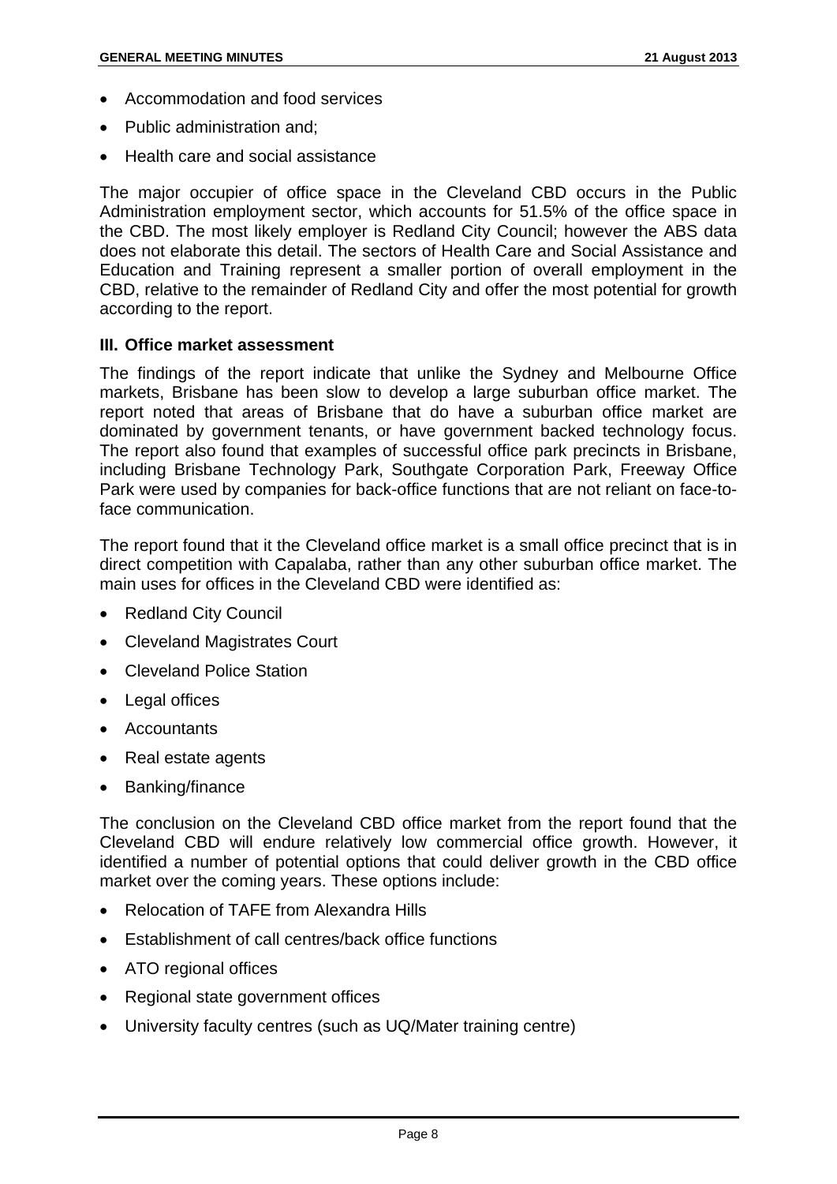- Accommodation and food services
- Public administration and;
- Health care and social assistance

The major occupier of office space in the Cleveland CBD occurs in the Public Administration employment sector, which accounts for 51.5% of the office space in the CBD. The most likely employer is Redland City Council; however the ABS data does not elaborate this detail. The sectors of Health Care and Social Assistance and Education and Training represent a smaller portion of overall employment in the CBD, relative to the remainder of Redland City and offer the most potential for growth according to the report.

### III. Office market assessment

The findings of the report indicate that unlike the Sydney and Melbourne Office markets, Brisbane has been slow to develop a large suburban office market. The report noted that areas of Brisbane that do have a suburban office market are dominated by government tenants, or have government backed technology focus. The report also found that examples of successful office park precincts in Brisbane, including Brisbane Technology Park, Southgate Corporation Park, Freeway Office Park were used by companies for back-office functions that are not reliant on face-to-face communication.

The report found that it the Cleveland office market is a small office precinct that is in direct competition with Capalaba, rather than any other suburban office market. The main uses for offices in the Cleveland CBD were identified as:

- Redland City Council
- Cleveland Magistrates Court
- Cleveland Police Station
- Legal offices
- Accountants
- Real estate agents
- Banking/finance

The conclusion on the Cleveland CBD office market from the report found that the Cleveland CBD will endure relatively low commercial office growth. However, it identified a number of potential options that could deliver growth in the CBD office market over the coming years. These options include:

- Relocation of TAFE from Alexandra Hills
- Establishment of call centres/back office functions
- ATO regional offices
- Regional state government offices
- University faculty centres (such as UQ/Mater training centre)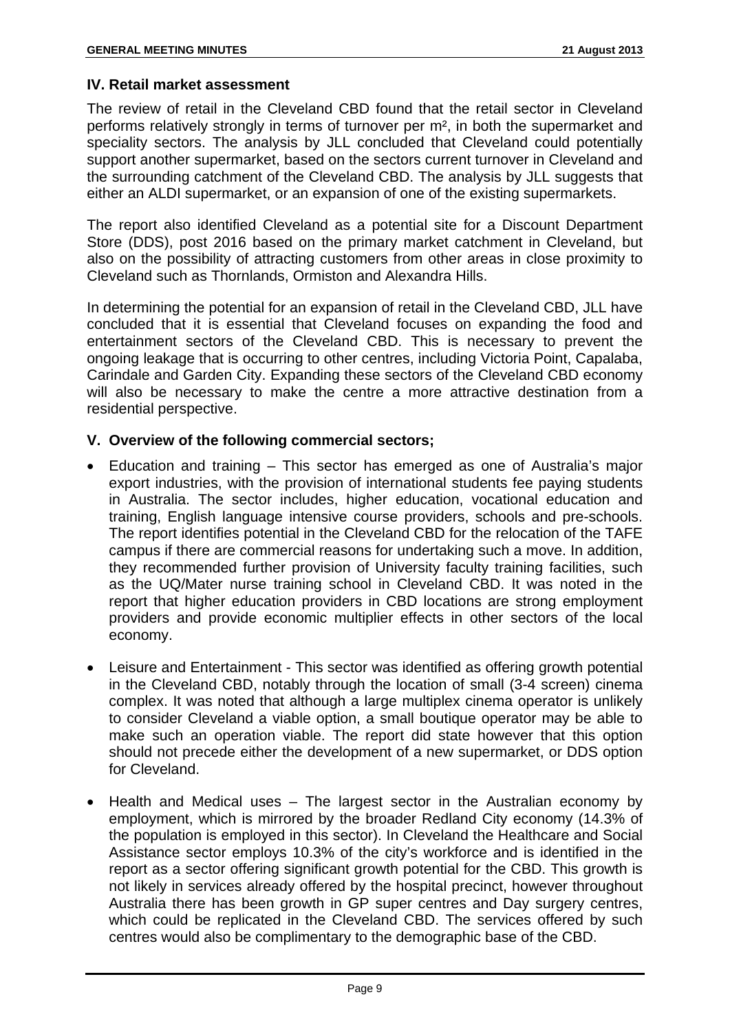### IV. Retail market assessment

The review of retail in the Cleveland CBD found that the retail sector in Cleveland performs relatively strongly in terms of turnover per m², in both the supermarket and speciality sectors. The analysis by JLL concluded that Cleveland could potentially support another supermarket, based on the sectors current turnover in Cleveland and the surrounding catchment of the Cleveland CBD. The analysis by JLL suggests that either an ALDI supermarket, or an expansion of one of the existing supermarkets.

The report also identified Cleveland as a potential site for a Discount Department Store (DDS), post 2016 based on the primary market catchment in Cleveland, but also on the possibility of attracting customers from other areas in close proximity to Cleveland such as Thornlands, Ormiston and Alexandra Hills.

In determining the potential for an expansion of retail in the Cleveland CBD, JLL have concluded that it is essential that Cleveland focuses on expanding the food and entertainment sectors of the Cleveland CBD. This is necessary to prevent the ongoing leakage that is occurring to other centres, including Victoria Point, Capalaba, Carindale and Garden City. Expanding these sectors of the Cleveland CBD economy will also be necessary to make the centre a more attractive destination from a residential perspective.

### V. Overview of the following commercial sectors;

- Education and training – This sector has emerged as one of Australia's major export industries, with the provision of international students fee paying students in Australia. The sector includes, higher education, vocational education and training, English language intensive course providers, schools and pre-schools. The report identifies potential in the Cleveland CBD for the relocation of the TAFE campus if there are commercial reasons for undertaking such a move. In addition, they recommended further provision of University faculty training facilities, such as the UQ/Mater nurse training school in Cleveland CBD. It was noted in the report that higher education providers in CBD locations are strong employment providers and provide economic multiplier effects in other sectors of the local economy.

- Leisure and Entertainment - This sector was identified as offering growth potential in the Cleveland CBD, notably through the location of small (3-4 screen) cinema complex. It was noted that although a large multiplex cinema operator is unlikely to consider Cleveland a viable option, a small boutique operator may be able to make such an operation viable. The report did state however that this option should not precede either the development of a new supermarket, or DDS option for Cleveland.

- Health and Medical uses – The largest sector in the Australian economy by employment, which is mirrored by the broader Redland City economy (14.3% of the population is employed in this sector). In Cleveland the Healthcare and Social Assistance sector employs 10.3% of the city's workforce and is identified in the report as a sector offering significant growth potential for the CBD. This growth is not likely in services already offered by the hospital precinct, however throughout Australia there has been growth in GP super centres and Day surgery centres, which could be replicated in the Cleveland CBD. The services offered by such centres would also be complimentary to the demographic base of the CBD.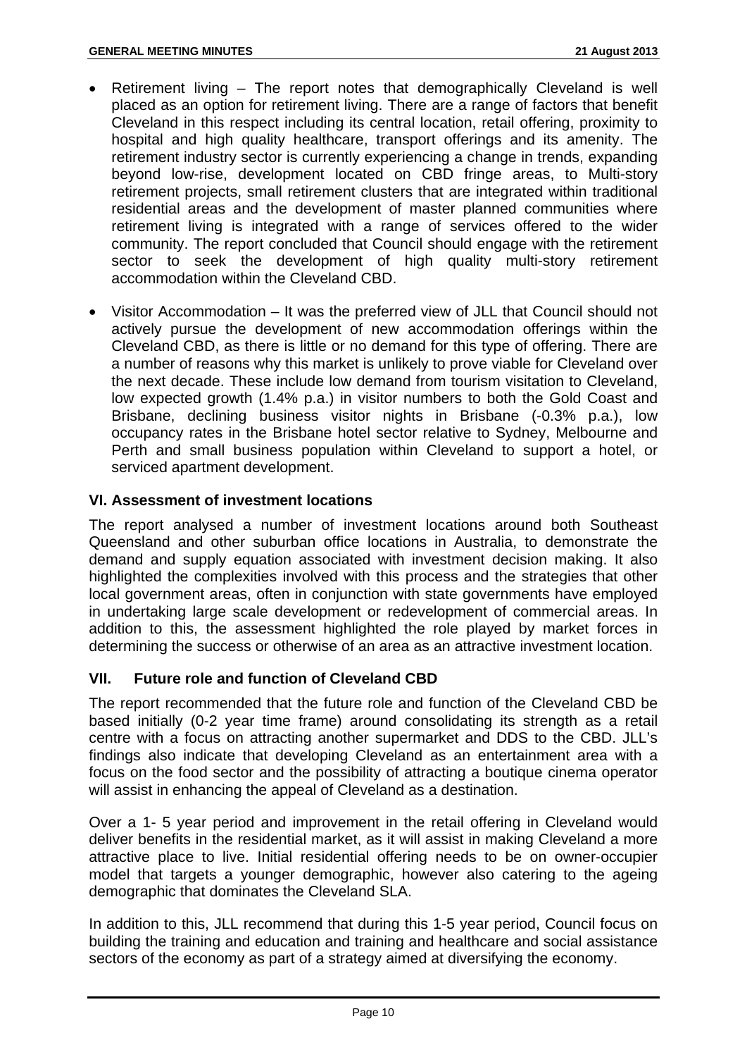- Retirement living – The report notes that demographically Cleveland is well placed as an option for retirement living. There are a range of factors that benefit Cleveland in this respect including its central location, retail offering, proximity to hospital and high quality healthcare, transport offerings and its amenity. The retirement industry sector is currently experiencing a change in trends, expanding beyond low-rise, development located on CBD fringe areas, to Multi-story retirement projects, small retirement clusters that are integrated within traditional residential areas and the development of master planned communities where retirement living is integrated with a range of services offered to the wider community. The report concluded that Council should engage with the retirement sector to seek the development of high quality multi-story retirement accommodation within the Cleveland CBD.

- Visitor Accommodation – It was the preferred view of JLL that Council should not actively pursue the development of new accommodation offerings within the Cleveland CBD, as there is little or no demand for this type of offering. There are a number of reasons why this market is unlikely to prove viable for Cleveland over the next decade. These include low demand from tourism visitation to Cleveland, low expected growth (1.4% p.a.) in visitor numbers to both the Gold Coast and Brisbane, declining business visitor nights in Brisbane (-0.3% p.a.), low occupancy rates in the Brisbane hotel sector relative to Sydney, Melbourne and Perth and small business population within Cleveland to support a hotel, or serviced apartment development.

### VI. Assessment of investment locations

The report analysed a number of investment locations around both Southeast Queensland and other suburban office locations in Australia, to demonstrate the demand and supply equation associated with investment decision making. It also highlighted the complexities involved with this process and the strategies that other local government areas, often in conjunction with state governments have employed in undertaking large scale development or redevelopment of commercial areas. In addition to this, the assessment highlighted the role played by market forces in determining the success or otherwise of an area as an attractive investment location.

### VII. Future role and function of Cleveland CBD

The report recommended that the future role and function of the Cleveland CBD be based initially (0-2 year time frame) around consolidating its strength as a retail centre with a focus on attracting another supermarket and DDS to the CBD. JLL's findings also indicate that developing Cleveland as an entertainment area with a focus on the food sector and the possibility of attracting a boutique cinema operator will assist in enhancing the appeal of Cleveland as a destination.

Over a 1- 5 year period and improvement in the retail offering in Cleveland would deliver benefits in the residential market, as it will assist in making Cleveland a more attractive place to live. Initial residential offering needs to be on owner-occupier model that targets a younger demographic, however also catering to the ageing demographic that dominates the Cleveland SLA.

In addition to this, JLL recommend that during this 1-5 year period, Council focus on building the training and education and training and healthcare and social assistance sectors of the economy as part of a strategy aimed at diversifying the economy.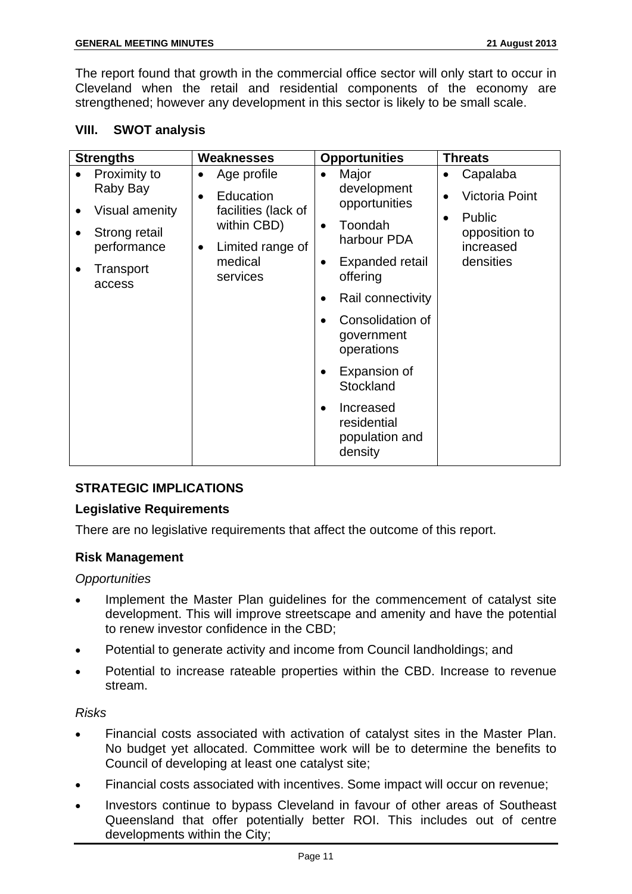The report found that growth in the commercial office sector will only start to occur in Cleveland when the retail and residential components of the economy are strengthened; however any development in this sector is likely to be small scale.

### VIII. SWOT analysis

| Strengths | Weaknesses | Opportunities | Threats |
|---|---|---|---|
| • Proximity to Raby Bay<br>• Visual amenity<br>• Strong retail performance<br>• Transport access | • Age profile<br>• Education facilities (lack of within CBD)<br>• Limited range of medical services | • Major development opportunities<br>• Toondah harbour PDA<br>• Expanded retail offering<br>• Rail connectivity<br>• Consolidation of government operations<br>• Expansion of Stockland<br>• Increased residential population and density | • Capalaba<br>• Victoria Point<br>• Public opposition to increased densities |

## STRATEGIC IMPLICATIONS

### Legislative Requirements

There are no legislative requirements that affect the outcome of this report.

### Risk Management

*Opportunities*

- Implement the Master Plan guidelines for the commencement of catalyst site development. This will improve streetscape and amenity and have the potential to renew investor confidence in the CBD;
- Potential to generate activity and income from Council landholdings; and
- Potential to increase rateable properties within the CBD. Increase to revenue stream.

*Risks*

- Financial costs associated with activation of catalyst sites in the Master Plan. No budget yet allocated. Committee work will be to determine the benefits to Council of developing at least one catalyst site;
- Financial costs associated with incentives. Some impact will occur on revenue;
- Investors continue to bypass Cleveland in favour of other areas of Southeast Queensland that offer potentially better ROI. This includes out of centre developments within the City;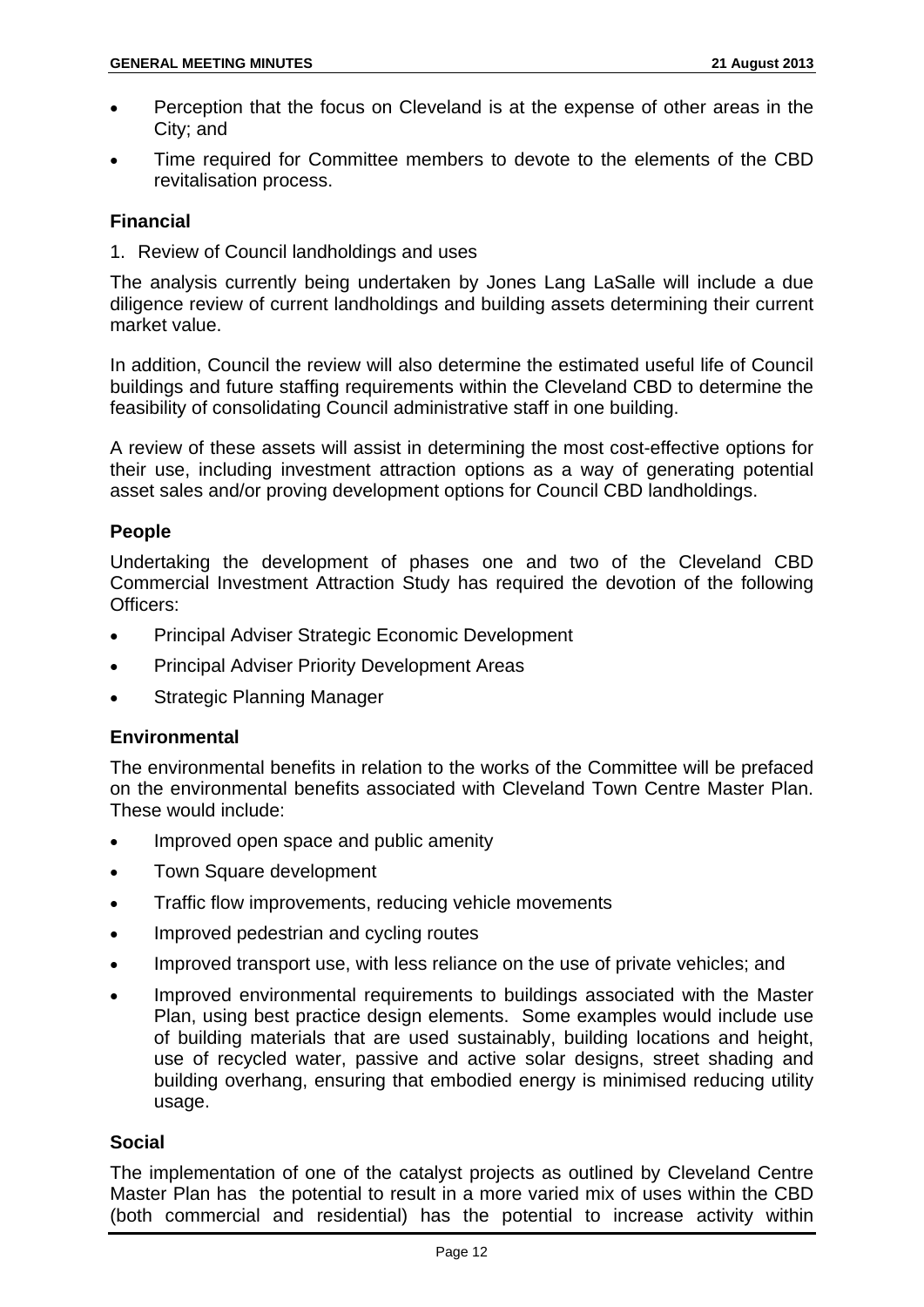- Perception that the focus on Cleveland is at the expense of other areas in the City; and
- Time required for Committee members to devote to the elements of the CBD revitalisation process.

### Financial

1. Review of Council landholdings and uses

The analysis currently being undertaken by Jones Lang LaSalle will include a due diligence review of current landholdings and building assets determining their current market value.

In addition, Council the review will also determine the estimated useful life of Council buildings and future staffing requirements within the Cleveland CBD to determine the feasibility of consolidating Council administrative staff in one building.

A review of these assets will assist in determining the most cost-effective options for their use, including investment attraction options as a way of generating potential asset sales and/or proving development options for Council CBD landholdings.

### People

Undertaking the development of phases one and two of the Cleveland CBD Commercial Investment Attraction Study has required the devotion of the following Officers:

- Principal Adviser Strategic Economic Development
- Principal Adviser Priority Development Areas
- Strategic Planning Manager

### Environmental

The environmental benefits in relation to the works of the Committee will be prefaced on the environmental benefits associated with Cleveland Town Centre Master Plan. These would include:

- Improved open space and public amenity
- Town Square development
- Traffic flow improvements, reducing vehicle movements
- Improved pedestrian and cycling routes
- Improved transport use, with less reliance on the use of private vehicles; and
- Improved environmental requirements to buildings associated with the Master Plan, using best practice design elements. Some examples would include use of building materials that are used sustainably, building locations and height, use of recycled water, passive and active solar designs, street shading and building overhang, ensuring that embodied energy is minimised reducing utility usage.

### Social

The implementation of one of the catalyst projects as outlined by Cleveland Centre Master Plan has the potential to result in a more varied mix of uses within the CBD (both commercial and residential) has the potential to increase activity within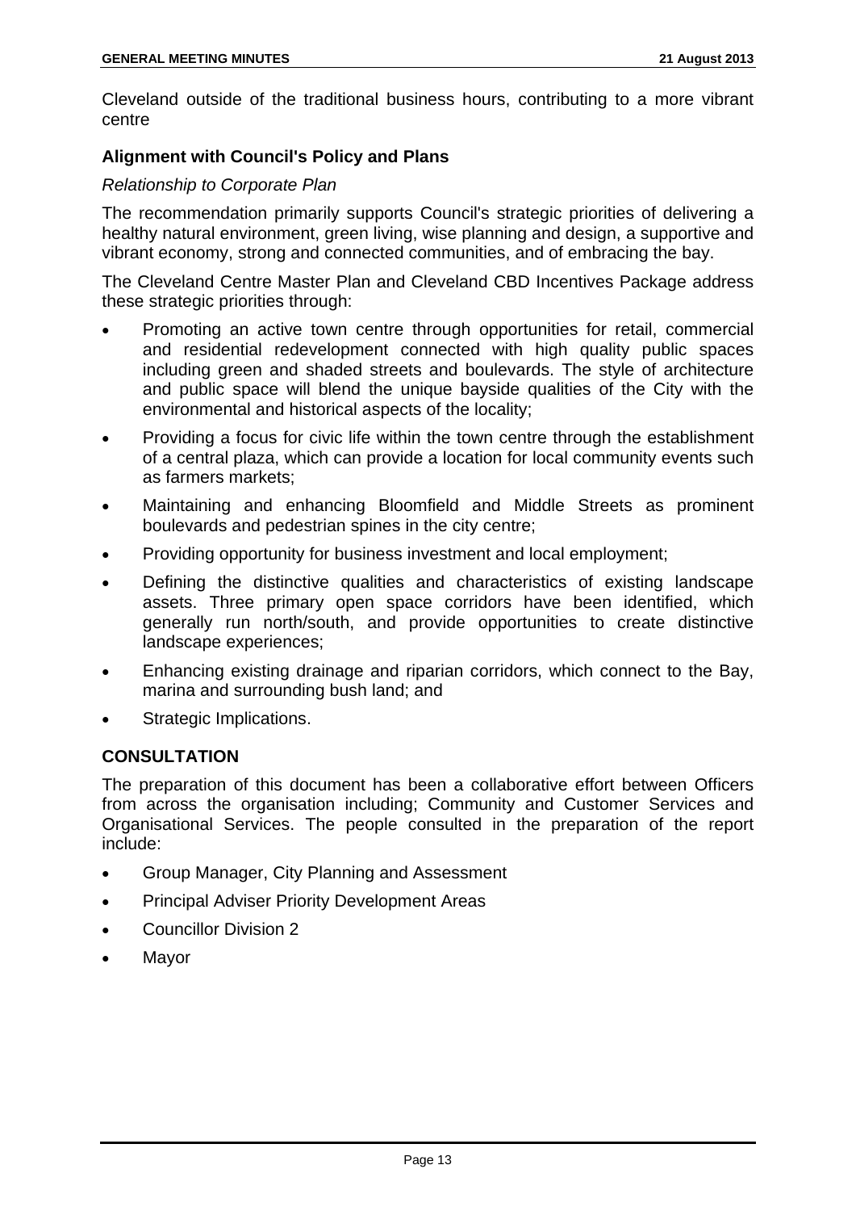Cleveland outside of the traditional business hours, contributing to a more vibrant centre

### Alignment with Council's Policy and Plans

*Relationship to Corporate Plan*

The recommendation primarily supports Council's strategic priorities of delivering a healthy natural environment, green living, wise planning and design, a supportive and vibrant economy, strong and connected communities, and of embracing the bay.

The Cleveland Centre Master Plan and Cleveland CBD Incentives Package address these strategic priorities through:

- Promoting an active town centre through opportunities for retail, commercial and residential redevelopment connected with high quality public spaces including green and shaded streets and boulevards. The style of architecture and public space will blend the unique bayside qualities of the City with the environmental and historical aspects of the locality;
- Providing a focus for civic life within the town centre through the establishment of a central plaza, which can provide a location for local community events such as farmers markets;
- Maintaining and enhancing Bloomfield and Middle Streets as prominent boulevards and pedestrian spines in the city centre;
- Providing opportunity for business investment and local employment;
- Defining the distinctive qualities and characteristics of existing landscape assets. Three primary open space corridors have been identified, which generally run north/south, and provide opportunities to create distinctive landscape experiences;
- Enhancing existing drainage and riparian corridors, which connect to the Bay, marina and surrounding bush land; and
- Strategic Implications.

## CONSULTATION

The preparation of this document has been a collaborative effort between Officers from across the organisation including; Community and Customer Services and Organisational Services. The people consulted in the preparation of the report include:

- Group Manager, City Planning and Assessment
- Principal Adviser Priority Development Areas
- Councillor Division 2
- Mayor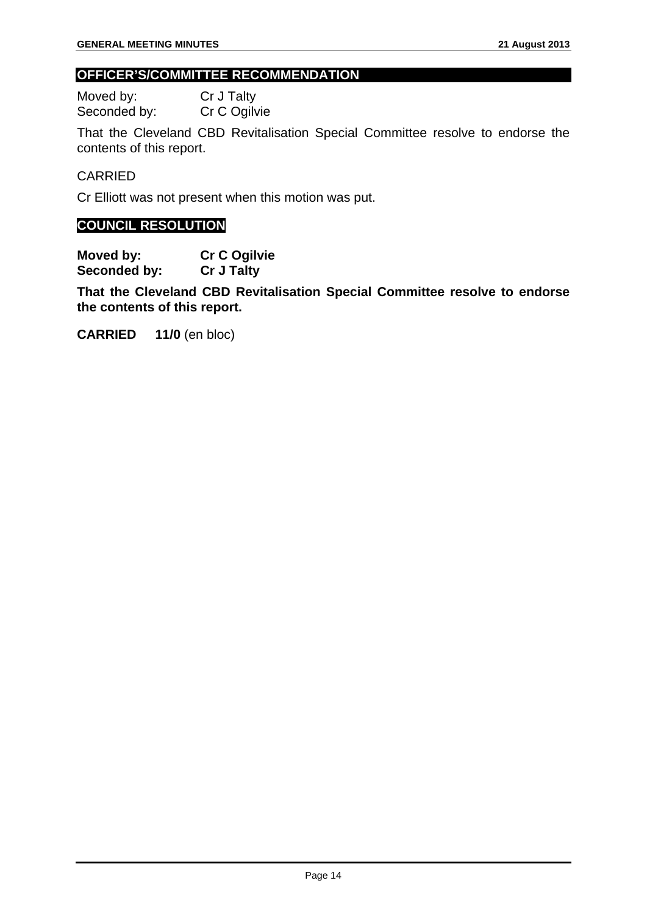## OFFICER'S/COMMITTEE RECOMMENDATION

Moved by: Cr J Talty
Seconded by: Cr C Ogilvie

That the Cleveland CBD Revitalisation Special Committee resolve to endorse the contents of this report.

CARRIED

Cr Elliott was not present when this motion was put.

## COUNCIL RESOLUTION

**Moved by: Cr C Ogilvie**
**Seconded by: Cr J Talty**

**That the Cleveland CBD Revitalisation Special Committee resolve to endorse the contents of this report.**

**CARRIED 11/0** (en bloc)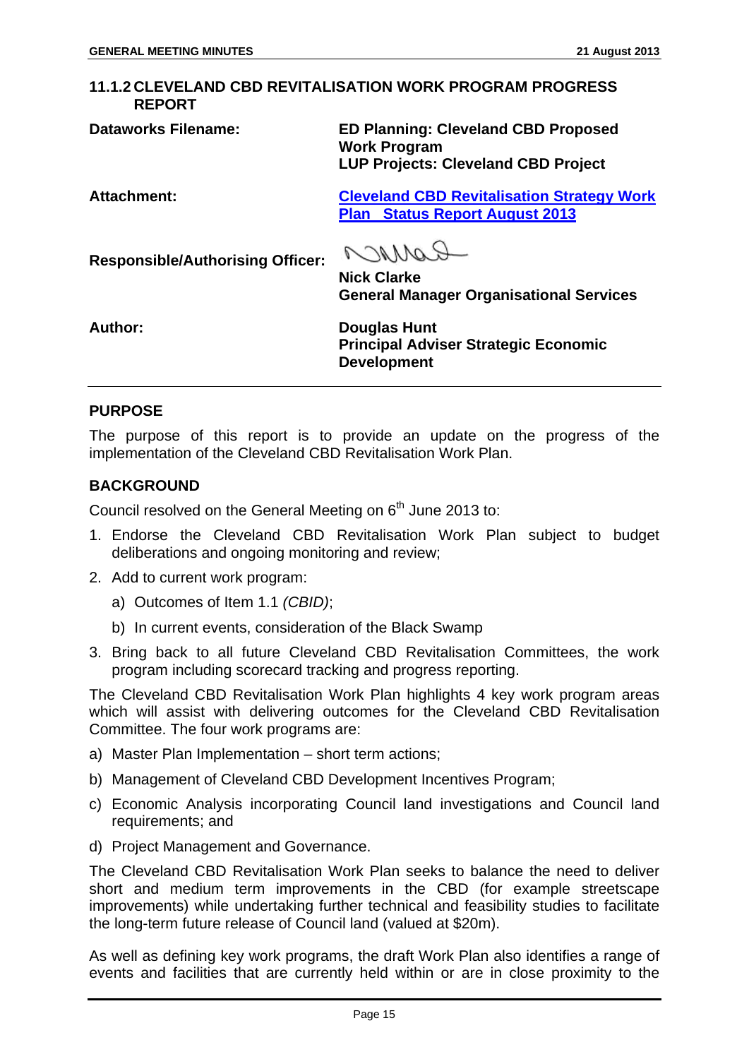## 11.1.2 CLEVELAND CBD REVITALISATION WORK PROGRAM PROGRESS REPORT

| | |
|---|---|
| **Dataworks Filename:** | **ED Planning: Cleveland CBD Proposed Work Program**<br>**LUP Projects: Cleveland CBD Project** |
| **Attachment:** | **Cleveland CBD Revitalisation Strategy Work Plan Status Report August 2013** |
| **Responsible/Authorising Officer:** | **Nick Clarke**<br>**General Manager Organisational Services** |
| **Author:** | **Douglas Hunt**<br>**Principal Adviser Strategic Economic Development** |

### PURPOSE

The purpose of this report is to provide an update on the progress of the implementation of the Cleveland CBD Revitalisation Work Plan.

### BACKGROUND

Council resolved on the General Meeting on 6th June 2013 to:

1. Endorse the Cleveland CBD Revitalisation Work Plan subject to budget deliberations and ongoing monitoring and review;
2. Add to current work program:
   a) Outcomes of Item 1.1 *(CBID)*;
   b) In current events, consideration of the Black Swamp
3. Bring back to all future Cleveland CBD Revitalisation Committees, the work program including scorecard tracking and progress reporting.

The Cleveland CBD Revitalisation Work Plan highlights 4 key work program areas which will assist with delivering outcomes for the Cleveland CBD Revitalisation Committee. The four work programs are:

a) Master Plan Implementation – short term actions;
b) Management of Cleveland CBD Development Incentives Program;
c) Economic Analysis incorporating Council land investigations and Council land requirements; and
d) Project Management and Governance.

The Cleveland CBD Revitalisation Work Plan seeks to balance the need to deliver short and medium term improvements in the CBD (for example streetscape improvements) while undertaking further technical and feasibility studies to facilitate the long-term future release of Council land (valued at $20m).

As well as defining key work programs, the draft Work Plan also identifies a range of events and facilities that are currently held within or are in close proximity to the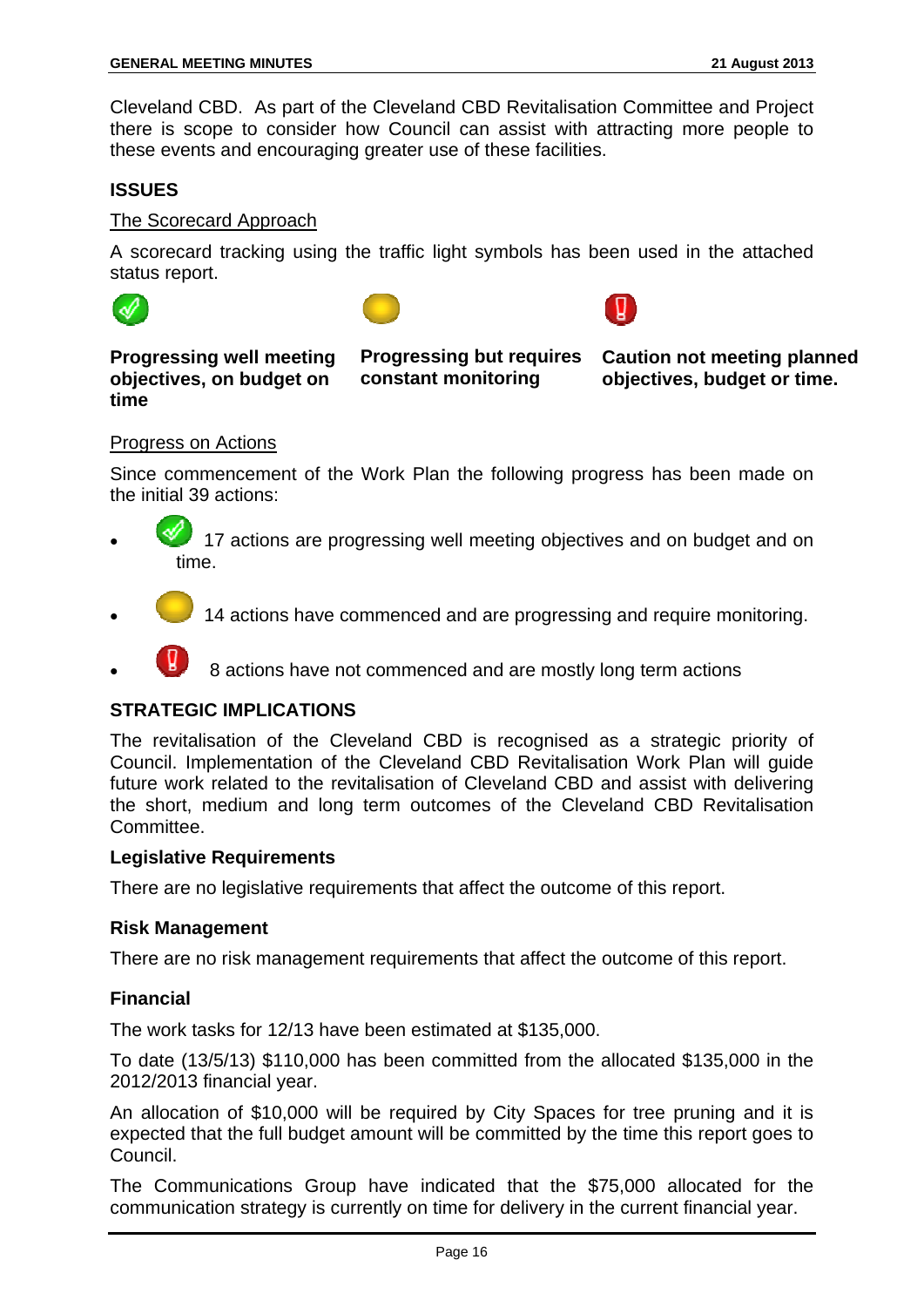Cleveland CBD. As part of the Cleveland CBD Revitalisation Committee and Project there is scope to consider how Council can assist with attracting more people to these events and encouraging greater use of these facilities.

## ISSUES

The Scorecard Approach

A scorecard tracking using the traffic light symbols has been used in the attached status report.

| **Progressing well meeting objectives, on budget on time** | **Progressing but requires constant monitoring** | **Caution not meeting planned objectives, budget or time.** |
|---|---|---|

Progress on Actions

Since commencement of the Work Plan the following progress has been made on the initial 39 actions:

- 17 actions are progressing well meeting objectives and on budget and on time.
- 14 actions have commenced and are progressing and require monitoring.
- 8 actions have not commenced and are mostly long term actions

## STRATEGIC IMPLICATIONS

The revitalisation of the Cleveland CBD is recognised as a strategic priority of Council. Implementation of the Cleveland CBD Revitalisation Work Plan will guide future work related to the revitalisation of Cleveland CBD and assist with delivering the short, medium and long term outcomes of the Cleveland CBD Revitalisation Committee.

### Legislative Requirements

There are no legislative requirements that affect the outcome of this report.

### Risk Management

There are no risk management requirements that affect the outcome of this report.

### Financial

The work tasks for 12/13 have been estimated at $135,000.

To date (13/5/13) $110,000 has been committed from the allocated $135,000 in the 2012/2013 financial year.

An allocation of $10,000 will be required by City Spaces for tree pruning and it is expected that the full budget amount will be committed by the time this report goes to Council.

The Communications Group have indicated that the $75,000 allocated for the communication strategy is currently on time for delivery in the current financial year.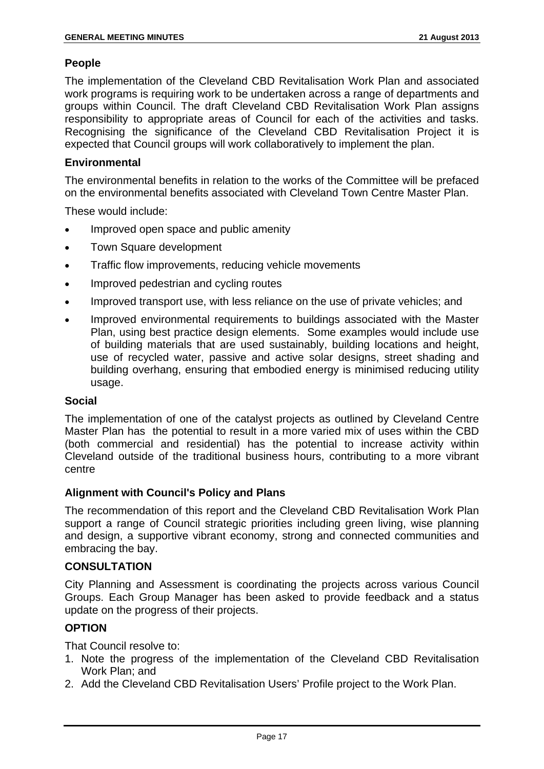**People**

The implementation of the Cleveland CBD Revitalisation Work Plan and associated work programs is requiring work to be undertaken across a range of departments and groups within Council. The draft Cleveland CBD Revitalisation Work Plan assigns responsibility to appropriate areas of Council for each of the activities and tasks. Recognising the significance of the Cleveland CBD Revitalisation Project it is expected that Council groups will work collaboratively to implement the plan.

**Environmental**

The environmental benefits in relation to the works of the Committee will be prefaced on the environmental benefits associated with Cleveland Town Centre Master Plan.

These would include:

- Improved open space and public amenity
- Town Square development
- Traffic flow improvements, reducing vehicle movements
- Improved pedestrian and cycling routes
- Improved transport use, with less reliance on the use of private vehicles; and
- Improved environmental requirements to buildings associated with the Master Plan, using best practice design elements. Some examples would include use of building materials that are used sustainably, building locations and height, use of recycled water, passive and active solar designs, street shading and building overhang, ensuring that embodied energy is minimised reducing utility usage.

**Social**

The implementation of one of the catalyst projects as outlined by Cleveland Centre Master Plan has the potential to result in a more varied mix of uses within the CBD (both commercial and residential) has the potential to increase activity within Cleveland outside of the traditional business hours, contributing to a more vibrant centre

**Alignment with Council's Policy and Plans**

The recommendation of this report and the Cleveland CBD Revitalisation Work Plan support a range of Council strategic priorities including green living, wise planning and design, a supportive vibrant economy, strong and connected communities and embracing the bay.

**CONSULTATION**

City Planning and Assessment is coordinating the projects across various Council Groups. Each Group Manager has been asked to provide feedback and a status update on the progress of their projects.

**OPTION**

That Council resolve to:

1. Note the progress of the implementation of the Cleveland CBD Revitalisation Work Plan; and
2. Add the Cleveland CBD Revitalisation Users' Profile project to the Work Plan.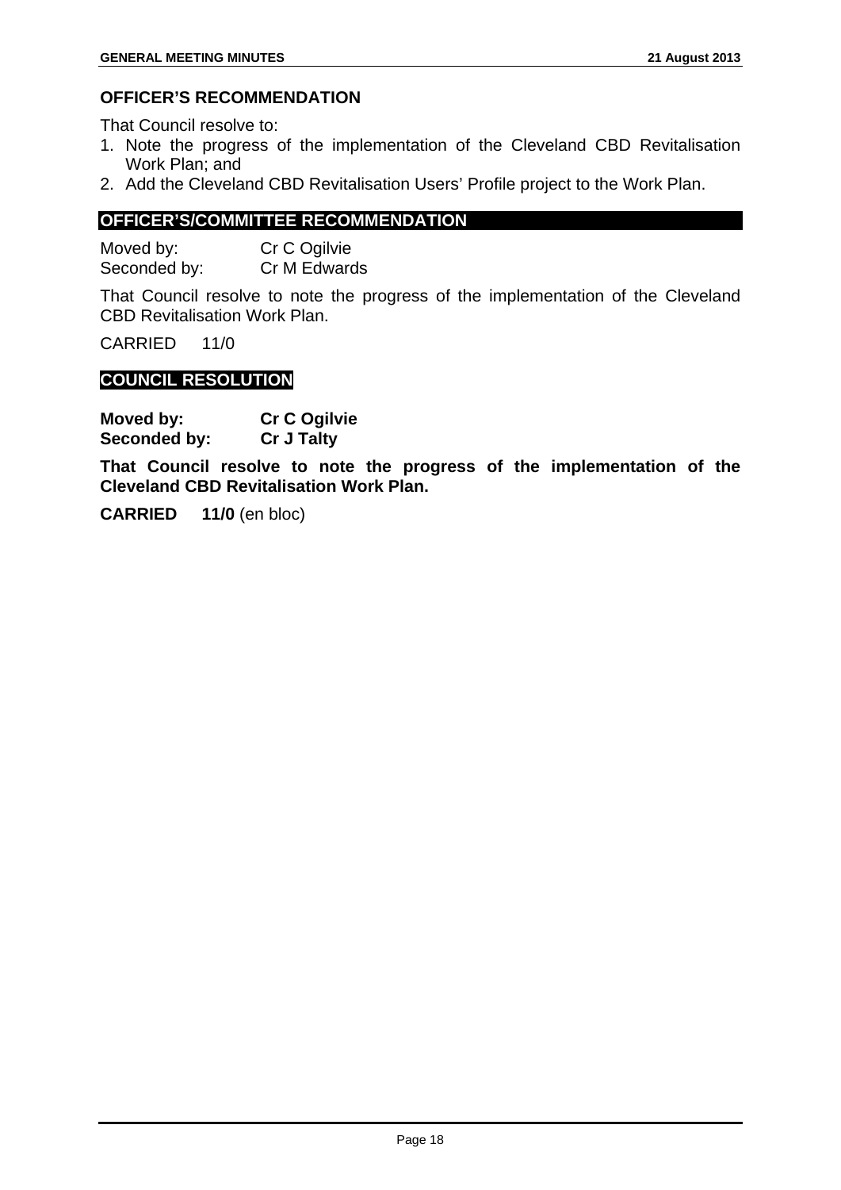### OFFICER'S RECOMMENDATION

That Council resolve to:

1. Note the progress of the implementation of the Cleveland CBD Revitalisation Work Plan; and
2. Add the Cleveland CBD Revitalisation Users' Profile project to the Work Plan.

### OFFICER'S/COMMITTEE RECOMMENDATION

Moved by: Cr C Ogilvie
Seconded by: Cr M Edwards

That Council resolve to note the progress of the implementation of the Cleveland CBD Revitalisation Work Plan.

CARRIED 11/0

### COUNCIL RESOLUTION

**Moved by: Cr C Ogilvie**
**Seconded by: Cr J Talty**

**That Council resolve to note the progress of the implementation of the Cleveland CBD Revitalisation Work Plan.**

**CARRIED 11/0** (en bloc)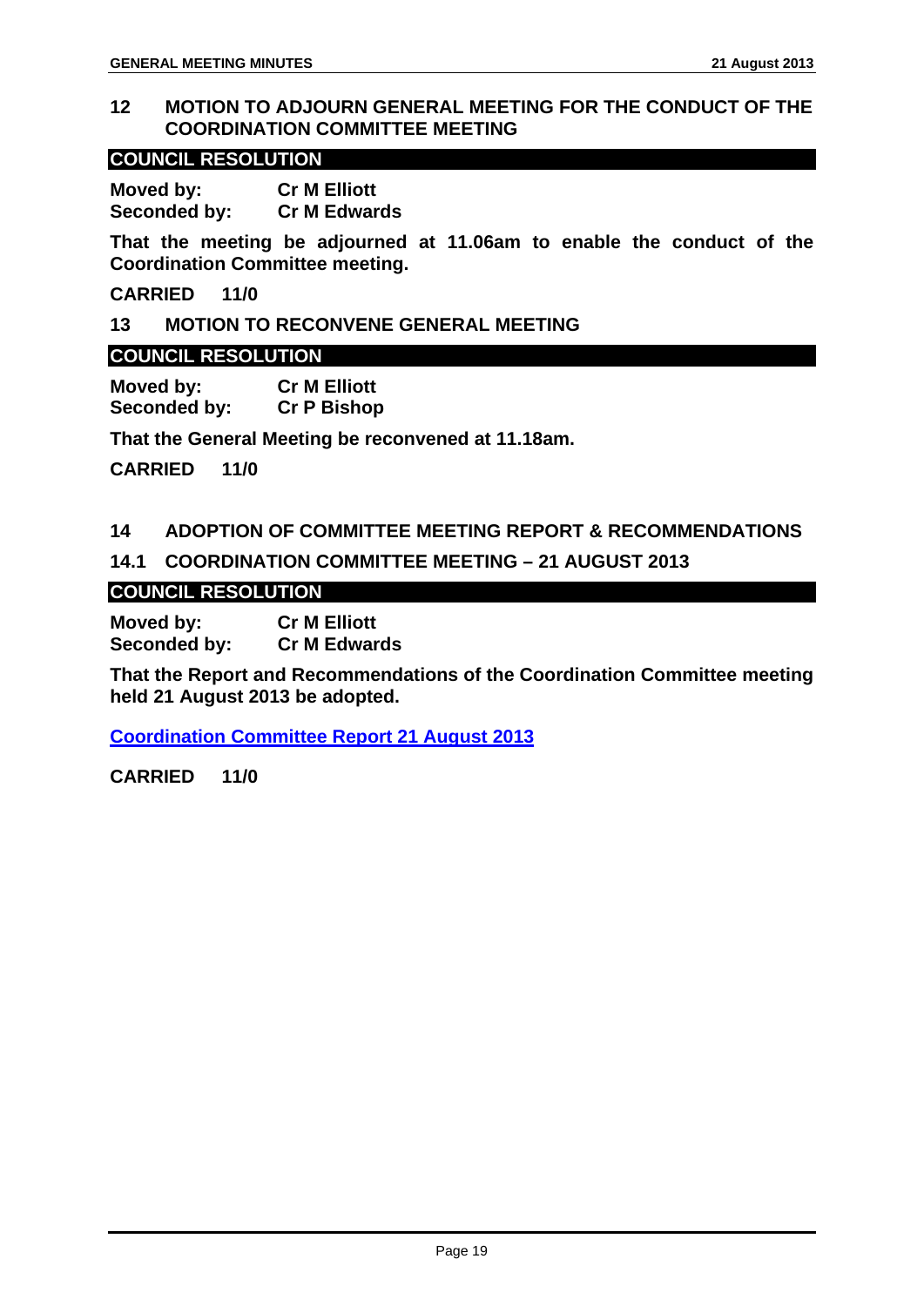## 12 MOTION TO ADJOURN GENERAL MEETING FOR THE CONDUCT OF THE COORDINATION COMMITTEE MEETING

**COUNCIL RESOLUTION**

**Moved by:** **Cr M Elliott**
**Seconded by:** **Cr M Edwards**

**That the meeting be adjourned at 11.06am to enable the conduct of the Coordination Committee meeting.**

**CARRIED 11/0**

## 13 MOTION TO RECONVENE GENERAL MEETING

**COUNCIL RESOLUTION**

**Moved by:** **Cr M Elliott**
**Seconded by:** **Cr P Bishop**

**That the General Meeting be reconvened at 11.18am.**

**CARRIED 11/0**

## 14 ADOPTION OF COMMITTEE MEETING REPORT & RECOMMENDATIONS

### 14.1 COORDINATION COMMITTEE MEETING – 21 AUGUST 2013

**COUNCIL RESOLUTION**

**Moved by:** **Cr M Elliott**
**Seconded by:** **Cr M Edwards**

**That the Report and Recommendations of the Coordination Committee meeting held 21 August 2013 be adopted.**

**Coordination Committee Report 21 August 2013**

**CARRIED 11/0**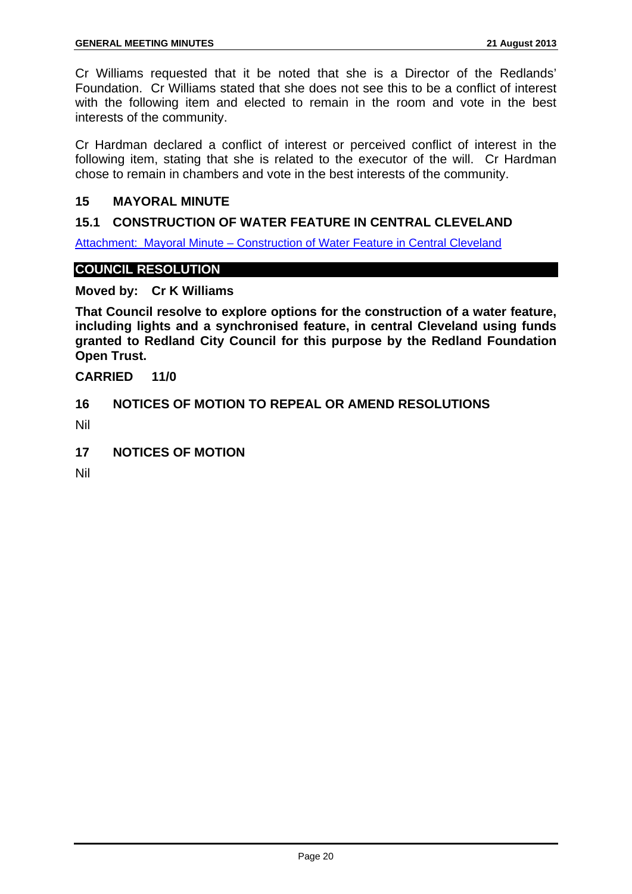Cr Williams requested that it be noted that she is a Director of the Redlands' Foundation. Cr Williams stated that she does not see this to be a conflict of interest with the following item and elected to remain in the room and vote in the best interests of the community.

Cr Hardman declared a conflict of interest or perceived conflict of interest in the following item, stating that she is related to the executor of the will. Cr Hardman chose to remain in chambers and vote in the best interests of the community.

## 15 MAYORAL MINUTE

### 15.1 CONSTRUCTION OF WATER FEATURE IN CENTRAL CLEVELAND

Attachment: Mayoral Minute – Construction of Water Feature in Central Cleveland

**COUNCIL RESOLUTION**

**Moved by: Cr K Williams**

**That Council resolve to explore options for the construction of a water feature, including lights and a synchronised feature, in central Cleveland using funds granted to Redland City Council for this purpose by the Redland Foundation Open Trust.**

**CARRIED 11/0**

## 16 NOTICES OF MOTION TO REPEAL OR AMEND RESOLUTIONS

Nil

## 17 NOTICES OF MOTION

Nil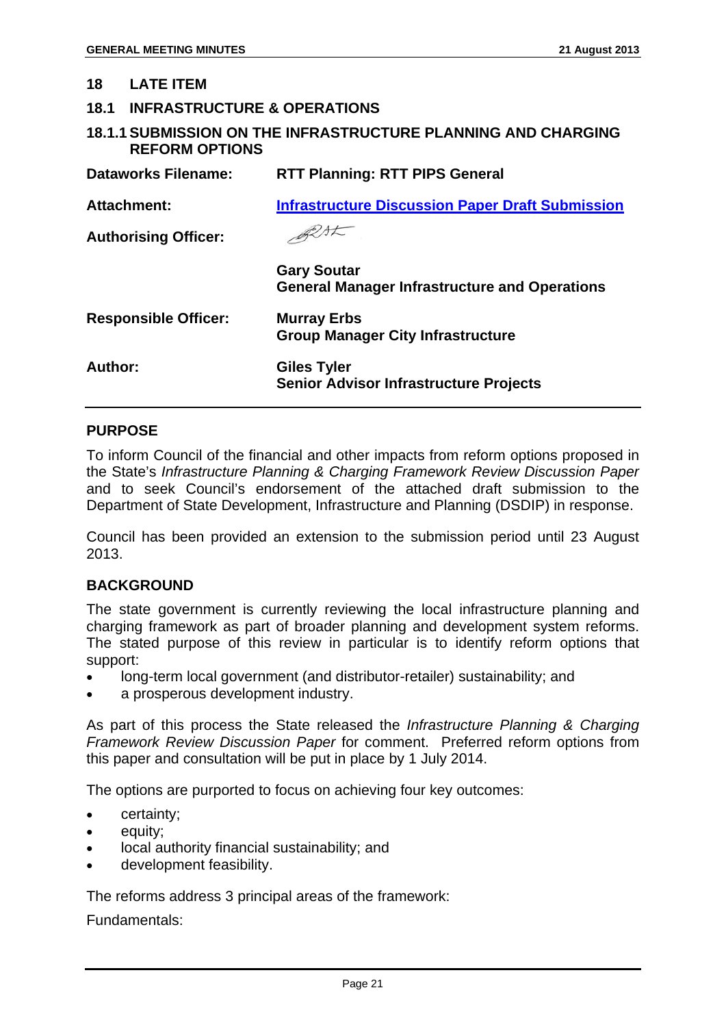# 18 LATE ITEM

## 18.1 INFRASTRUCTURE & OPERATIONS

### 18.1.1 SUBMISSION ON THE INFRASTRUCTURE PLANNING AND CHARGING REFORM OPTIONS

**Dataworks Filename:** RTT Planning: RTT PIPS General

**Attachment:** Infrastructure Discussion Paper Draft Submission

**Authorising Officer:**

**Gary Soutar**
**General Manager Infrastructure and Operations**

**Responsible Officer:** **Murray Erbs**
**Group Manager City Infrastructure**

**Author:** **Giles Tyler**
**Senior Advisor Infrastructure Projects**

---

**PURPOSE**

To inform Council of the financial and other impacts from reform options proposed in the State's *Infrastructure Planning & Charging Framework Review Discussion Paper* and to seek Council's endorsement of the attached draft submission to the Department of State Development, Infrastructure and Planning (DSDIP) in response.

Council has been provided an extension to the submission period until 23 August 2013.

**BACKGROUND**

The state government is currently reviewing the local infrastructure planning and charging framework as part of broader planning and development system reforms. The stated purpose of this review in particular is to identify reform options that support:

- long-term local government (and distributor-retailer) sustainability; and
- a prosperous development industry.

As part of this process the State released the *Infrastructure Planning & Charging Framework Review Discussion Paper* for comment. Preferred reform options from this paper and consultation will be put in place by 1 July 2014.

The options are purported to focus on achieving four key outcomes:

- certainty;
- equity;
- local authority financial sustainability; and
- development feasibility.

The reforms address 3 principal areas of the framework:

Fundamentals: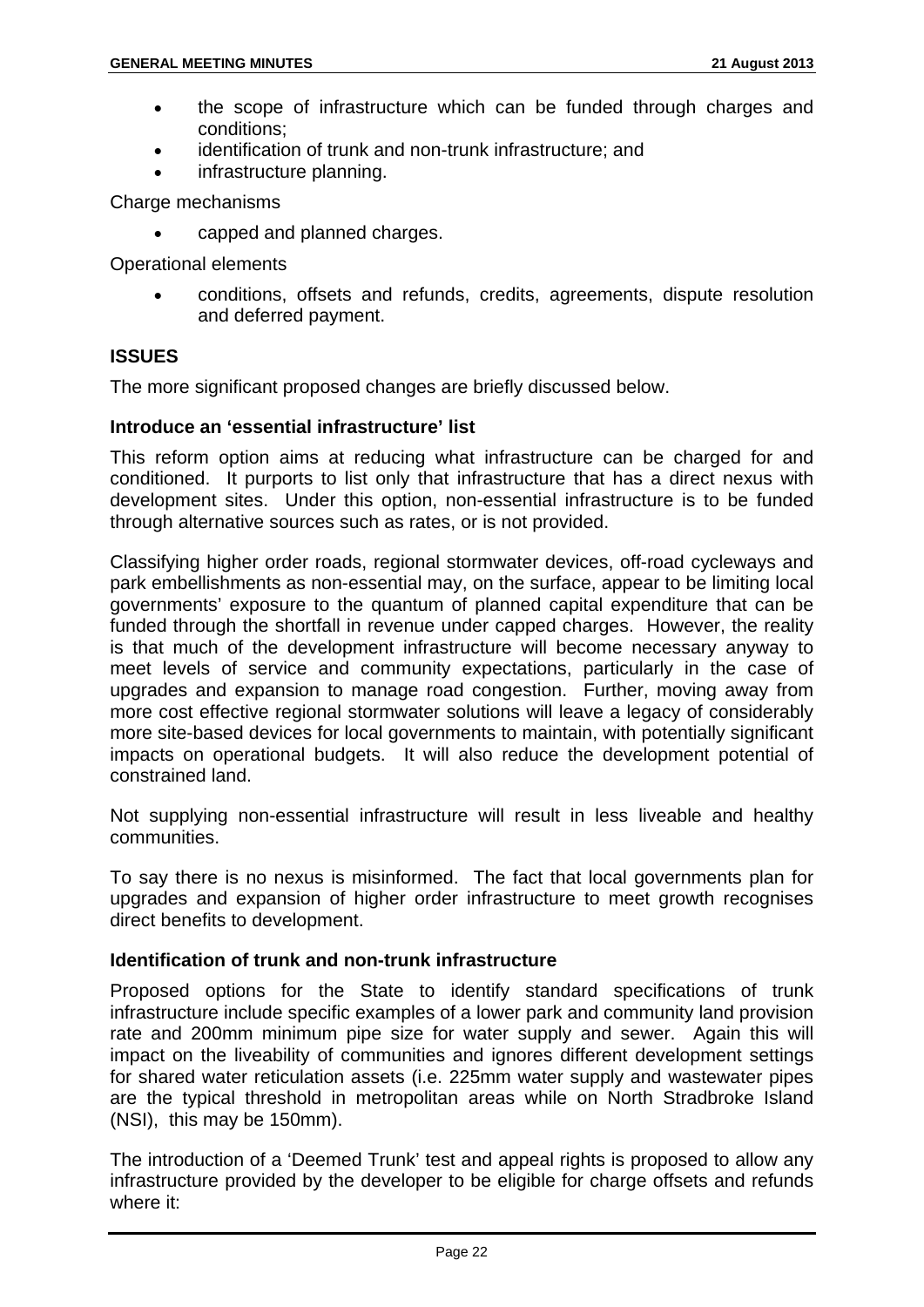- the scope of infrastructure which can be funded through charges and conditions;
- identification of trunk and non-trunk infrastructure; and
- infrastructure planning.

Charge mechanisms

- capped and planned charges.

Operational elements

- conditions, offsets and refunds, credits, agreements, dispute resolution and deferred payment.

## ISSUES

The more significant proposed changes are briefly discussed below.

### Introduce an 'essential infrastructure' list

This reform option aims at reducing what infrastructure can be charged for and conditioned. It purports to list only that infrastructure that has a direct nexus with development sites. Under this option, non-essential infrastructure is to be funded through alternative sources such as rates, or is not provided.

Classifying higher order roads, regional stormwater devices, off-road cycleways and park embellishments as non-essential may, on the surface, appear to be limiting local governments' exposure to the quantum of planned capital expenditure that can be funded through the shortfall in revenue under capped charges. However, the reality is that much of the development infrastructure will become necessary anyway to meet levels of service and community expectations, particularly in the case of upgrades and expansion to manage road congestion. Further, moving away from more cost effective regional stormwater solutions will leave a legacy of considerably more site-based devices for local governments to maintain, with potentially significant impacts on operational budgets. It will also reduce the development potential of constrained land.

Not supplying non-essential infrastructure will result in less liveable and healthy communities.

To say there is no nexus is misinformed. The fact that local governments plan for upgrades and expansion of higher order infrastructure to meet growth recognises direct benefits to development.

### Identification of trunk and non-trunk infrastructure

Proposed options for the State to identify standard specifications of trunk infrastructure include specific examples of a lower park and community land provision rate and 200mm minimum pipe size for water supply and sewer. Again this will impact on the liveability of communities and ignores different development settings for shared water reticulation assets (i.e. 225mm water supply and wastewater pipes are the typical threshold in metropolitan areas while on North Stradbroke Island (NSI), this may be 150mm).

The introduction of a 'Deemed Trunk' test and appeal rights is proposed to allow any infrastructure provided by the developer to be eligible for charge offsets and refunds where it: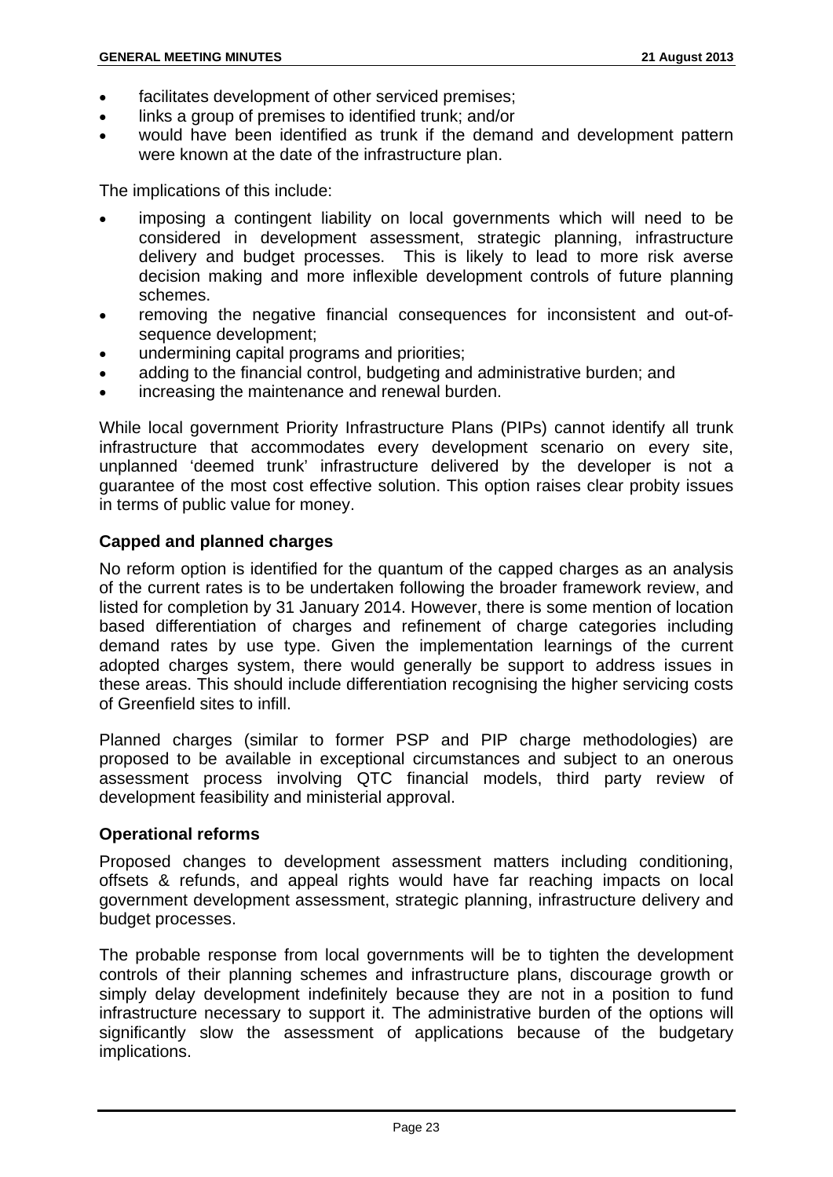- facilitates development of other serviced premises;
- links a group of premises to identified trunk; and/or
- would have been identified as trunk if the demand and development pattern were known at the date of the infrastructure plan.

The implications of this include:

- imposing a contingent liability on local governments which will need to be considered in development assessment, strategic planning, infrastructure delivery and budget processes. This is likely to lead to more risk averse decision making and more inflexible development controls of future planning schemes.
- removing the negative financial consequences for inconsistent and out-of-sequence development;
- undermining capital programs and priorities;
- adding to the financial control, budgeting and administrative burden; and
- increasing the maintenance and renewal burden.

While local government Priority Infrastructure Plans (PIPs) cannot identify all trunk infrastructure that accommodates every development scenario on every site, unplanned 'deemed trunk' infrastructure delivered by the developer is not a guarantee of the most cost effective solution. This option raises clear probity issues in terms of public value for money.

**Capped and planned charges**

No reform option is identified for the quantum of the capped charges as an analysis of the current rates is to be undertaken following the broader framework review, and listed for completion by 31 January 2014. However, there is some mention of location based differentiation of charges and refinement of charge categories including demand rates by use type. Given the implementation learnings of the current adopted charges system, there would generally be support to address issues in these areas. This should include differentiation recognising the higher servicing costs of Greenfield sites to infill.

Planned charges (similar to former PSP and PIP charge methodologies) are proposed to be available in exceptional circumstances and subject to an onerous assessment process involving QTC financial models, third party review of development feasibility and ministerial approval.

**Operational reforms**

Proposed changes to development assessment matters including conditioning, offsets & refunds, and appeal rights would have far reaching impacts on local government development assessment, strategic planning, infrastructure delivery and budget processes.

The probable response from local governments will be to tighten the development controls of their planning schemes and infrastructure plans, discourage growth or simply delay development indefinitely because they are not in a position to fund infrastructure necessary to support it. The administrative burden of the options will significantly slow the assessment of applications because of the budgetary implications.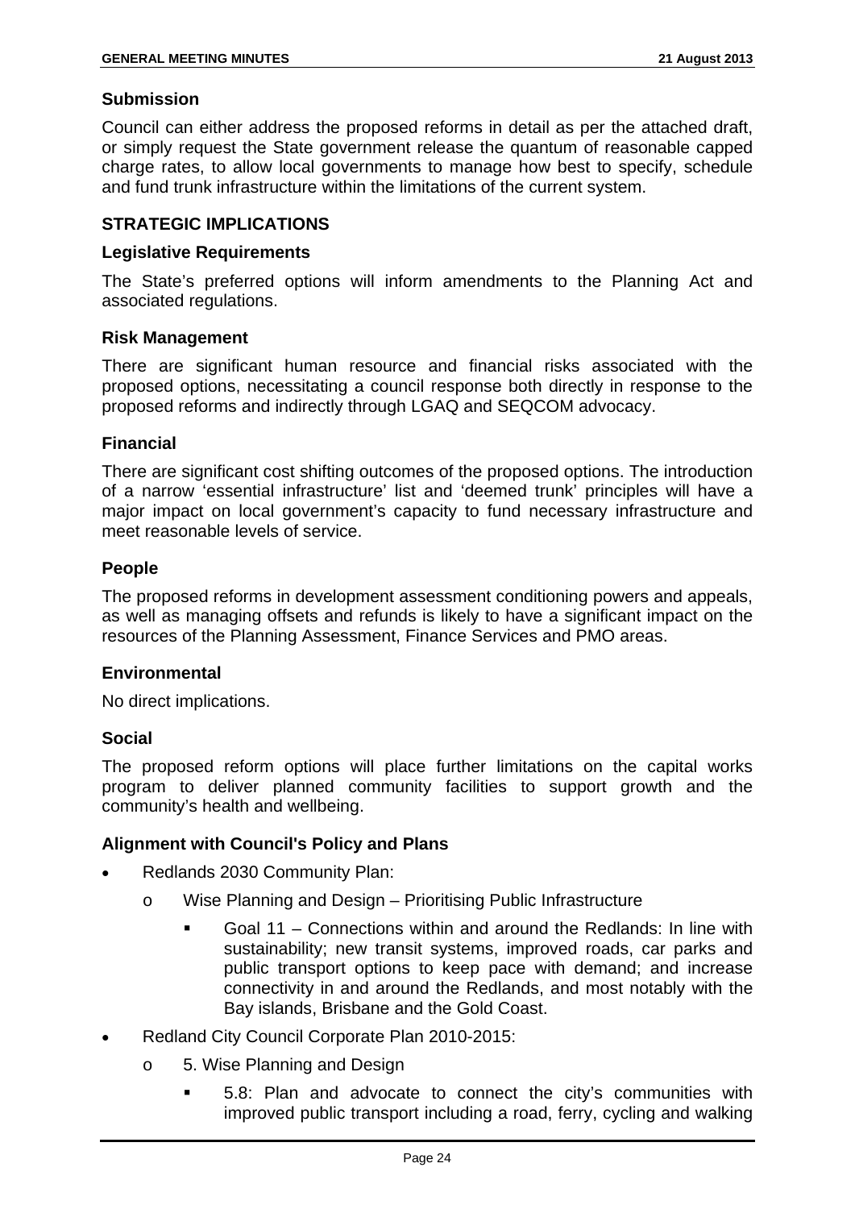### Submission

Council can either address the proposed reforms in detail as per the attached draft, or simply request the State government release the quantum of reasonable capped charge rates, to allow local governments to manage how best to specify, schedule and fund trunk infrastructure within the limitations of the current system.

## STRATEGIC IMPLICATIONS

### Legislative Requirements

The State's preferred options will inform amendments to the Planning Act and associated regulations.

### Risk Management

There are significant human resource and financial risks associated with the proposed options, necessitating a council response both directly in response to the proposed reforms and indirectly through LGAQ and SEQCOM advocacy.

### Financial

There are significant cost shifting outcomes of the proposed options. The introduction of a narrow 'essential infrastructure' list and 'deemed trunk' principles will have a major impact on local government's capacity to fund necessary infrastructure and meet reasonable levels of service.

### People

The proposed reforms in development assessment conditioning powers and appeals, as well as managing offsets and refunds is likely to have a significant impact on the resources of the Planning Assessment, Finance Services and PMO areas.

### Environmental

No direct implications.

### Social

The proposed reform options will place further limitations on the capital works program to deliver planned community facilities to support growth and the community's health and wellbeing.

### Alignment with Council's Policy and Plans

- Redlands 2030 Community Plan:
  - Wise Planning and Design – Prioritising Public Infrastructure
    - Goal 11 – Connections within and around the Redlands: In line with sustainability; new transit systems, improved roads, car parks and public transport options to keep pace with demand; and increase connectivity in and around the Redlands, and most notably with the Bay islands, Brisbane and the Gold Coast.
- Redland City Council Corporate Plan 2010-2015:
  - 5. Wise Planning and Design
    - 5.8: Plan and advocate to connect the city's communities with improved public transport including a road, ferry, cycling and walking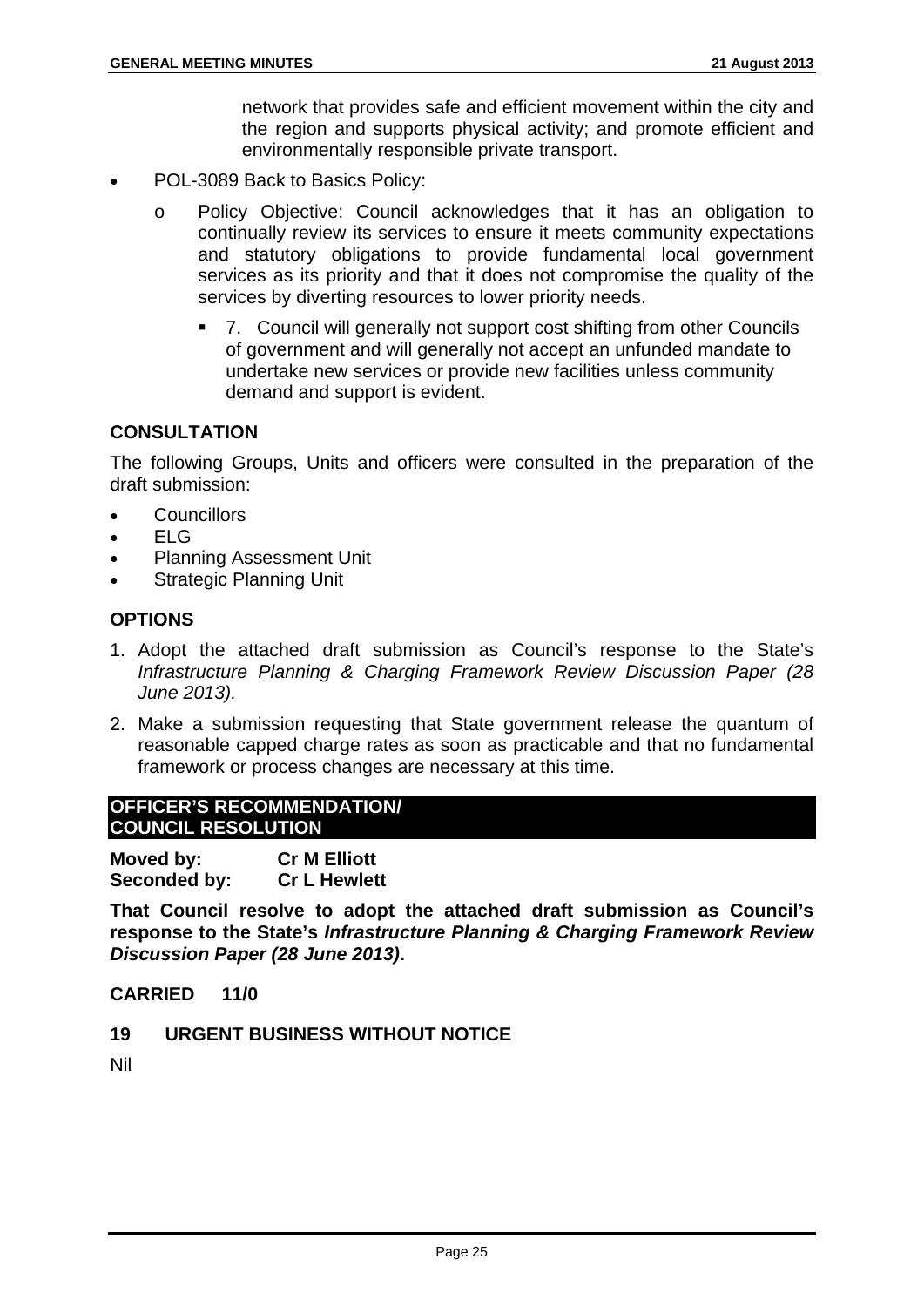network that provides safe and efficient movement within the city and the region and supports physical activity; and promote efficient and environmentally responsible private transport.

- POL-3089 Back to Basics Policy:
  - o Policy Objective: Council acknowledges that it has an obligation to continually review its services to ensure it meets community expectations and statutory obligations to provide fundamental local government services as its priority and that it does not compromise the quality of the services by diverting resources to lower priority needs.
    - 7. Council will generally not support cost shifting from other Councils of government and will generally not accept an unfunded mandate to undertake new services or provide new facilities unless community demand and support is evident.

## CONSULTATION

The following Groups, Units and officers were consulted in the preparation of the draft submission:

- Councillors
- ELG
- Planning Assessment Unit
- Strategic Planning Unit

## OPTIONS

1. Adopt the attached draft submission as Council's response to the State's *Infrastructure Planning & Charging Framework Review Discussion Paper (28 June 2013).*
2. Make a submission requesting that State government release the quantum of reasonable capped charge rates as soon as practicable and that no fundamental framework or process changes are necessary at this time.

## OFFICER'S RECOMMENDATION/ COUNCIL RESOLUTION

**Moved by:** **Cr M Elliott**
**Seconded by:** **Cr L Hewlett**

**That Council resolve to adopt the attached draft submission as Council's response to the State's *Infrastructure Planning & Charging Framework Review Discussion Paper (28 June 2013)*.**

**CARRIED 11/0**

## 19 URGENT BUSINESS WITHOUT NOTICE

Nil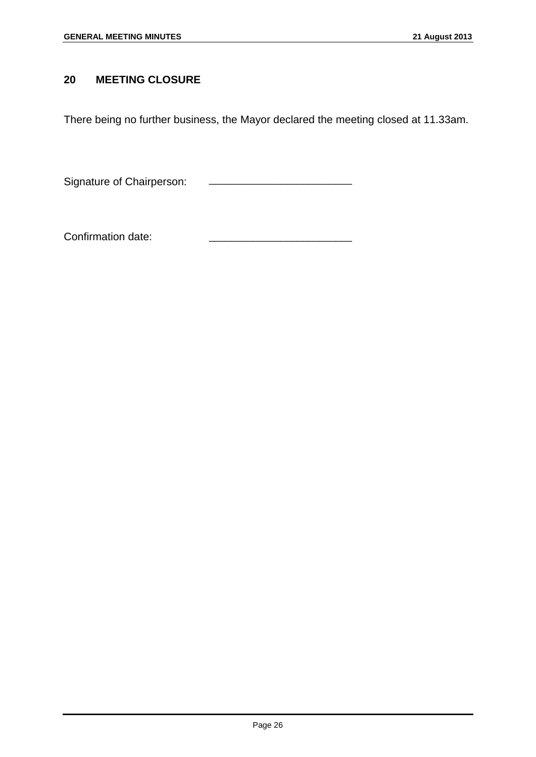## 20 MEETING CLOSURE

There being no further business, the Mayor declared the meeting closed at 11.33am.

Signature of Chairperson: ________________________

Confirmation date: ________________________